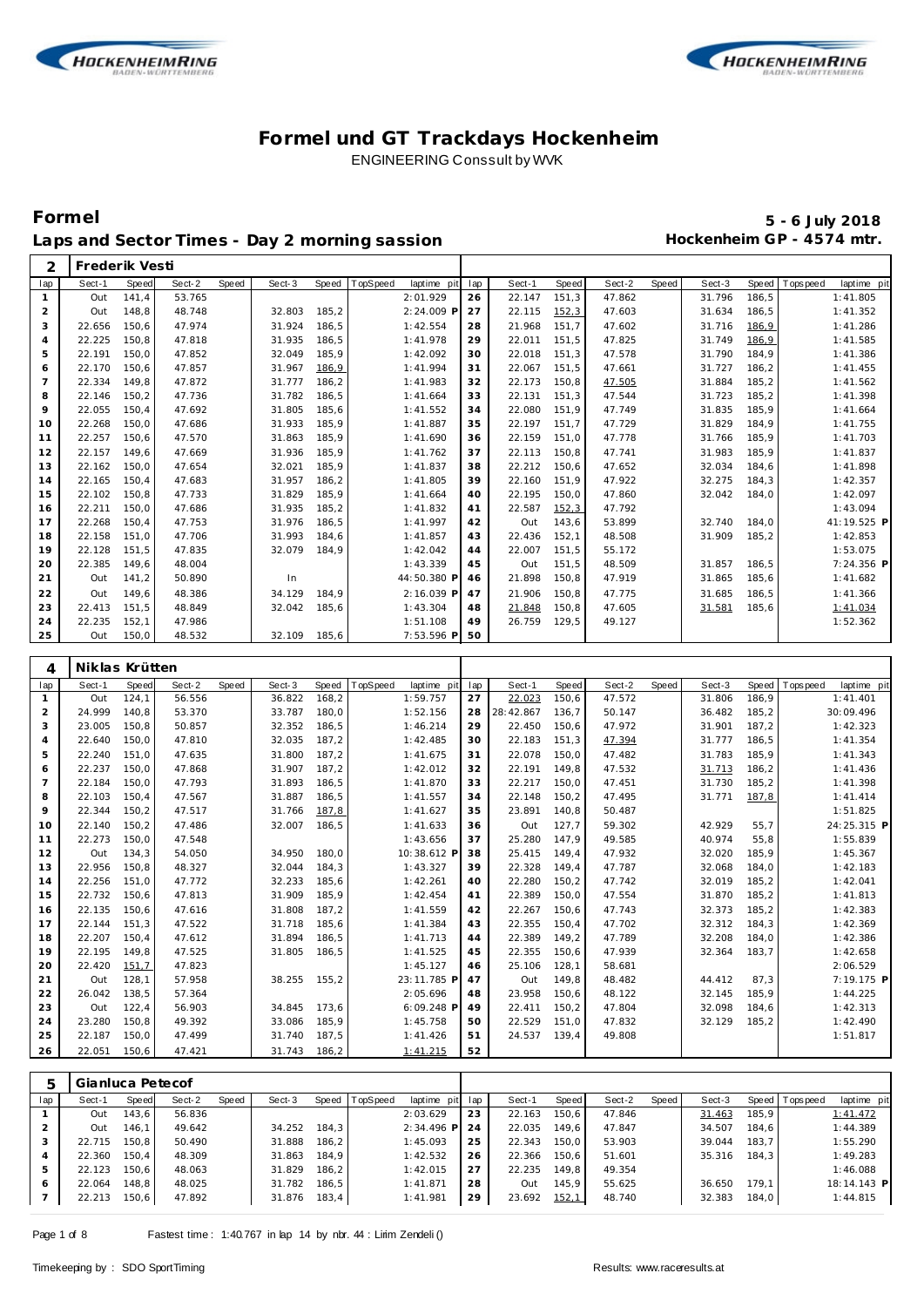# Formel und GT Trackdays Hockenheim

ENGINEERING Conssult by WVK

## Formel

**5 - 6 July 2018**

### Laps and Sector Times - Day 2 morning sassion

**Hockenheim GP - 4574 mtr.**

| 2 | Frederik Vesti | | | | | | | | | | | | | | | | | |
|---|---|---|---|---|---|---|---|---|---|---|---|---|---|---|---|---|---|---|
| lap | Sect-1 | Speed | Sect-2 | Speed | Sect-3 | Speed | TopSpeed | laptime pit | lap | Sect-1 | Speed | Sect-2 | Speed | Sect-3 | Speed | Topspeed | laptime pit |
| 1 | Out | 141,4 | 53.765 | | | | | 2:01.929 | 26 | 22.147 | 151,3 | 47.862 | | 31.796 | 186,5 | | 1:41.805 |
| 2 | Out | 148,8 | 48.748 | | 32.803 | 185,2 | | 2:24.009 P | 27 | 22.115 | 152,3 | 47.603 | | 31.634 | 186,5 | | 1:41.352 |
| 3 | 22.656 | 150,6 | 47.974 | | 31.924 | 186,5 | | 1:42.554 | 28 | 21.968 | 151,7 | 47.602 | | 31.716 | 186,9 | | 1:41.286 |
| 4 | 22.225 | 150,8 | 47.818 | | 31.935 | 186,5 | | 1:41.978 | 29 | 22.011 | 151,5 | 47.825 | | 31.749 | 186,9 | | 1:41.585 |
| 5 | 22.191 | 150,0 | 47.852 | | 32.049 | 185,9 | | 1:42.092 | 30 | 22.018 | 151,3 | 47.578 | | 31.790 | 184,9 | | 1:41.386 |
| 6 | 22.170 | 150,6 | 47.857 | | 31.967 | 186,9 | | 1:41.994 | 31 | 22.067 | 151,5 | 47.661 | | 31.727 | 186,2 | | 1:41.455 |
| 7 | 22.334 | 149,8 | 47.872 | | 31.777 | 186,2 | | 1:41.983 | 32 | 22.173 | 150,8 | 47.505 | | 31.884 | 185,2 | | 1:41.562 |
| 8 | 22.146 | 150,2 | 47.736 | | 31.782 | 186,5 | | 1:41.664 | 33 | 22.131 | 151,3 | 47.544 | | 31.723 | 185,2 | | 1:41.398 |
| 9 | 22.055 | 150,4 | 47.692 | | 31.805 | 185,6 | | 1:41.552 | 34 | 22.080 | 151,9 | 47.749 | | 31.835 | 185,9 | | 1:41.664 |
| 10 | 22.268 | 150,0 | 47.686 | | 31.933 | 185,9 | | 1:41.887 | 35 | 22.197 | 151,7 | 47.729 | | 31.829 | 184,9 | | 1:41.755 |
| 11 | 22.257 | 150,6 | 47.570 | | 31.863 | 185,9 | | 1:41.690 | 36 | 22.159 | 151,0 | 47.778 | | 31.766 | 185,9 | | 1:41.703 |
| 12 | 22.157 | 149,6 | 47.669 | | 31.936 | 185,9 | | 1:41.762 | 37 | 22.113 | 150,8 | 47.741 | | 31.983 | 185,9 | | 1:41.837 |
| 13 | 22.162 | 150,0 | 47.654 | | 32.021 | 185,9 | | 1:41.837 | 38 | 22.212 | 150,6 | 47.652 | | 32.034 | 184,6 | | 1:41.898 |
| 14 | 22.165 | 150,4 | 47.683 | | 31.957 | 186,2 | | 1:41.805 | 39 | 22.160 | 151,9 | 47.922 | | 32.275 | 184,3 | | 1:42.357 |
| 15 | 22.102 | 150,8 | 47.733 | | 31.829 | 185,9 | | 1:41.664 | 40 | 22.195 | 150,0 | 47.860 | | 32.042 | 184,0 | | 1:42.097 |
| 16 | 22.211 | 150,0 | 47.686 | | 31.935 | 185,2 | | 1:41.832 | 41 | 22.587 | 152,3 | 47.792 | | | | | 1:43.094 |
| 17 | 22.268 | 150,4 | 47.753 | | 31.976 | 186,5 | | 1:41.997 | 42 | Out | 143,6 | 53.899 | | 32.740 | 184,0 | | 41:19.525 P |
| 18 | 22.158 | 151,0 | 47.706 | | 31.993 | 184,6 | | 1:41.857 | 43 | 22.436 | 152,1 | 48.508 | | 31.909 | 185,2 | | 1:42.853 |
| 19 | 22.128 | 151,5 | 47.835 | | 32.079 | 184,9 | | 1:42.042 | 44 | 22.007 | 151,5 | 55.172 | | | | | 1:53.075 |
| 20 | 22.385 | 149,6 | 48.004 | | | | | 1:43.339 | 45 | Out | 151,5 | 48.509 | | 31.857 | 186,5 | | 7:24.356 P |
| 21 | Out | 141,2 | 50.890 | | In | | | 44:50.380 P | 46 | 21.898 | 150,8 | 47.919 | | 31.865 | 185,6 | | 1:41.682 |
| 22 | Out | 149,6 | 48.386 | | 34.129 | 184,9 | | 2:16.039 P | 47 | 21.906 | 150,8 | 47.775 | | 31.685 | 186,5 | | 1:41.366 |
| 23 | 22.413 | 151,5 | 48.849 | | 32.042 | 185,6 | | 1:43.304 | 48 | 21.848 | 150,8 | 47.605 | | 31.581 | 185,6 | | 1:41.034 |
| 24 | 22.235 | 152,1 | 47.986 | | | | | 1:51.108 | 49 | 26.759 | 129,5 | 49.127 | | | | | 1:52.362 |
| 25 | Out | 150,0 | 48.532 | | 32.109 | 185,6 | | 7:53.596 P | 50 | | | | | | | | |

| 4 | Niklas Krütten | | | | | | | | | | | | | | | | | |
|---|---|---|---|---|---|---|---|---|---|---|---|---|---|---|---|---|---|---|
| lap | Sect-1 | Speed | Sect-2 | Speed | Sect-3 | Speed | TopSpeed | laptime pit | lap | Sect-1 | Speed | Sect-2 | Speed | Sect-3 | Speed | Topspeed | laptime pit |
| 1 | Out | 124,1 | 56.556 | | 36.822 | 168,2 | | 1:59.757 | 27 | 22.023 | 150,6 | 47.572 | | 31.806 | 186,9 | | 1:41.401 |
| 2 | 24.999 | 140,8 | 53.370 | | 33.787 | 180,0 | | 1:52.156 | 28 | 28:42.867 | 136,7 | 50.147 | | 36.482 | 185,2 | | 30:09.496 |
| 3 | 23.005 | 150,8 | 50.857 | | 32.352 | 186,5 | | 1:46.214 | 29 | 22.450 | 150,6 | 47.972 | | 31.901 | 187,2 | | 1:42.323 |
| 4 | 22.640 | 150,0 | 47.810 | | 32.035 | 187,2 | | 1:42.485 | 30 | 22.183 | 151,3 | 47.394 | | 31.777 | 186,5 | | 1:41.354 |
| 5 | 22.240 | 151,0 | 47.635 | | 31.800 | 187,2 | | 1:41.675 | 31 | 22.078 | 150,0 | 47.482 | | 31.783 | 185,9 | | 1:41.343 |
| 6 | 22.237 | 150,0 | 47.868 | | 31.907 | 187,2 | | 1:42.012 | 32 | 22.191 | 149,8 | 47.532 | | 31.713 | 186,2 | | 1:41.436 |
| 7 | 22.184 | 150,0 | 47.793 | | 31.893 | 186,5 | | 1:41.870 | 33 | 22.217 | 150,0 | 47.451 | | 31.730 | 185,2 | | 1:41.398 |
| 8 | 22.103 | 150,4 | 47.567 | | 31.887 | 186,5 | | 1:41.557 | 34 | 22.148 | 150,2 | 47.495 | | 31.771 | 187,8 | | 1:41.414 |
| 9 | 22.344 | 150,2 | 47.517 | | 31.766 | 187,8 | | 1:41.627 | 35 | 23.891 | 140,8 | 50.487 | | | | | 1:51.825 |
| 10 | 22.140 | 150,2 | 47.486 | | 32.007 | 186,5 | | 1:41.633 | 36 | Out | 127,7 | 59.302 | | 42.929 | 55,7 | | 24:25.315 P |
| 11 | 22.273 | 150,0 | 47.548 | | | | | 1:43.656 | 37 | 25.280 | 147,9 | 49.585 | | 40.974 | 55,8 | | 1:55.839 |
| 12 | Out | 134,3 | 54.050 | | 34.950 | 180,0 | | 10:38.612 P | 38 | 25.415 | 149,4 | 47.932 | | 32.020 | 185,9 | | 1:45.367 |
| 13 | 22.956 | 150,8 | 48.327 | | 32.044 | 184,3 | | 1:43.327 | 39 | 22.328 | 149,4 | 47.787 | | 32.068 | 184,0 | | 1:42.183 |
| 14 | 22.256 | 151,0 | 47.772 | | 32.233 | 185,6 | | 1:42.261 | 40 | 22.280 | 150,2 | 47.742 | | 32.019 | 185,2 | | 1:42.041 |
| 15 | 22.732 | 150,6 | 47.813 | | 31.909 | 185,9 | | 1:42.454 | 41 | 22.389 | 150,0 | 47.554 | | 31.870 | 185,2 | | 1:41.813 |
| 16 | 22.135 | 150,6 | 47.616 | | 31.808 | 187,2 | | 1:41.559 | 42 | 22.267 | 150,6 | 47.743 | | 32.373 | 185,2 | | 1:42.383 |
| 17 | 22.144 | 151,3 | 47.522 | | 31.718 | 185,6 | | 1:41.384 | 43 | 22.355 | 150,4 | 47.702 | | 32.312 | 184,3 | | 1:42.369 |
| 18 | 22.207 | 150,4 | 47.612 | | 31.894 | 186,5 | | 1:41.713 | 44 | 22.389 | 149,2 | 47.789 | | 32.208 | 184,0 | | 1:42.386 |
| 19 | 22.195 | 149,8 | 47.525 | | 31.805 | 186,5 | | 1:41.525 | 45 | 22.355 | 150,6 | 47.939 | | 32.364 | 183,7 | | 1:42.658 |
| 20 | 22.420 | 151,7 | 47.823 | | | | | 1:45.127 | 46 | 25.106 | 128,1 | 58.681 | | | | | 2:06.529 |
| 21 | Out | 128,1 | 57.958 | | 38.255 | 155,2 | | 23:11.785 P | 47 | Out | 149,8 | 48.482 | | 44.412 | 87,3 | | 7:19.175 P |
| 22 | 26.042 | 138,5 | 57.364 | | | | | 2:05.696 | 48 | 23.958 | 150,6 | 48.122 | | 32.145 | 185,9 | | 1:44.225 |
| 23 | Out | 122,4 | 56.903 | | 34.845 | 173,6 | | 6:09.248 P | 49 | 22.411 | 150,2 | 47.804 | | 32.098 | 184,6 | | 1:42.313 |
| 24 | 23.280 | 150,8 | 49.392 | | 33.086 | 185,9 | | 1:45.758 | 50 | 22.529 | 151,0 | 47.832 | | 32.129 | 185,2 | | 1:42.490 |
| 25 | 22.187 | 150,0 | 47.499 | | 31.740 | 187,5 | | 1:41.426 | 51 | 24.537 | 139,4 | 49.808 | | | | | 1:51.817 |
| 26 | 22.051 | 150,6 | 47.421 | | 31.743 | 186,2 | | 1:41.215 | 52 | | | | | | | | |

| 5 | Gianluca Petecof | | | | | | | | | | | | | | | | | |
|---|---|---|---|---|---|---|---|---|---|---|---|---|---|---|---|---|---|---|
| lap | Sect-1 | Speed | Sect-2 | Speed | Sect-3 | Speed | TopSpeed | laptime pit | lap | Sect-1 | Speed | Sect-2 | Speed | Sect-3 | Speed | Topspeed | laptime pit |
| 1 | Out | 143,6 | 56.836 | | | | | 2:03.629 | 23 | 22.163 | 150,6 | 47.846 | | 31.463 | 185,9 | | 1:41.472 |
| 2 | Out | 146,1 | 49.642 | | 34.252 | 184,3 | | 2:34.496 P | 24 | 22.035 | 149,6 | 47.847 | | 34.507 | 184,6 | | 1:44.389 |
| 3 | 22.715 | 150,8 | 50.490 | | 31.888 | 186,2 | | 1:45.093 | 25 | 22.343 | 150,0 | 53.903 | | 39.044 | 183,7 | | 1:55.290 |
| 4 | 22.360 | 150,4 | 48.309 | | 31.863 | 184,9 | | 1:42.532 | 26 | 22.366 | 150,6 | 51.601 | | 35.316 | 184,3 | | 1:49.283 |
| 5 | 22.123 | 150,6 | 48.063 | | 31.829 | 186,2 | | 1:42.015 | 27 | 22.235 | 149,8 | 49.354 | | | | | 1:46.088 |
| 6 | 22.064 | 148,8 | 48.025 | | 31.782 | 186,5 | | 1:41.871 | 28 | Out | 145,9 | 55.625 | | 36.650 | 179,1 | | 18:14.143 P |
| 7 | 22.213 | 150,6 | 47.892 | | 31.876 | 183,4 | | 1:41.981 | 29 | 23.692 | 152,1 | 48.740 | | 32.383 | 184,0 | | 1:44.815 |

Fastest time : 1:40.767 in lap 14 by nbr. 44 : Lirim Zendeli ()

Timekeeping by : SDO SportTiming

Results: www.raceresults.at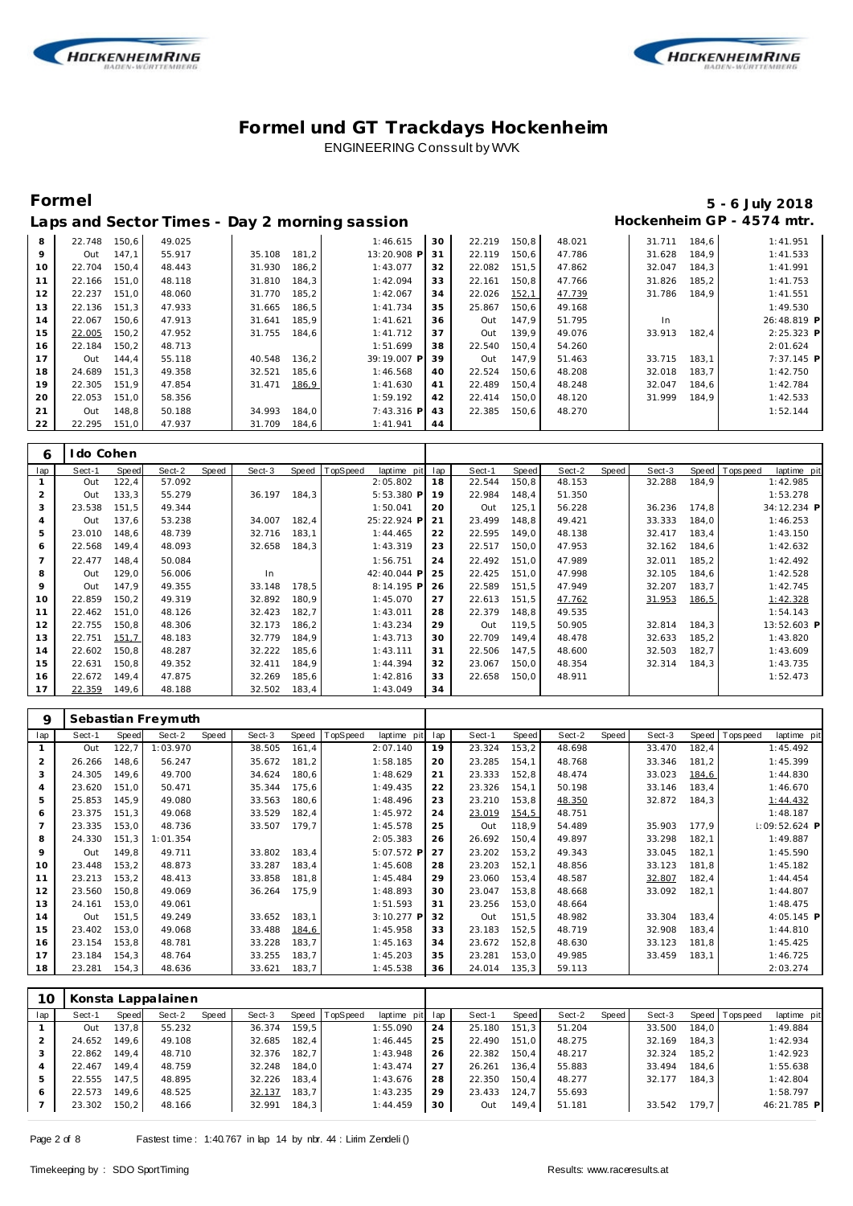# Formel und GT Trackdays Hockenheim

ENGINEERING Conssult by WVK

## Formel

**5 - 6 July 2018**

### Laps and Sector Times - Day 2 morning sassion

**Hockenheim GP - 4574 mtr.**

| lap | Sect-1 | Speed | Sect-2 | Speed | Sect-3 | Speed | TopSpeed | laptime pit | lap | Sect-1 | Speed | Sect-2 | Speed | Sect-3 | Speed | Topspeed | laptime pit |
|---|---|---|---|---|---|---|---|---|---|---|---|---|---|---|---|---|---|
| 8 | 22.748 | 150,6 | 49.025 | | | | | 1:46.615 | 30 | 22.219 | 150,8 | 48.021 | | 31.711 | 184,6 | | 1:41.951 |
| 9 | Out | 147,1 | 55.917 | | 35.108 | 181,2 | | 13:20.908 P | 31 | 22.119 | 150,6 | 47.786 | | 31.628 | 184,9 | | 1:41.533 |
| 10 | 22.704 | 150,4 | 48.443 | | 31.930 | 186,2 | | 1:43.077 | 32 | 22.082 | 151,5 | 47.862 | | 32.047 | 184,3 | | 1:41.991 |
| 11 | 22.166 | 151,0 | 48.118 | | 31.810 | 184,3 | | 1:42.094 | 33 | 22.161 | 150,8 | 47.766 | | 31.826 | 185,2 | | 1:41.753 |
| 12 | 22.237 | 151,0 | 48.060 | | 31.770 | 185,2 | | 1:42.067 | 34 | 22.026 | 152,1 | 47.739 | | 31.786 | 184,9 | | 1:41.551 |
| 13 | 22.136 | 151,3 | 47.933 | | 31.665 | 186,5 | | 1:41.734 | 35 | 25.867 | 150,6 | 49.168 | | | | | 1:49.530 |
| 14 | 22.067 | 150,6 | 47.913 | | 31.641 | 185,9 | | 1:41.621 | 36 | Out | 147,9 | 51.795 | | In | | | 26:48.819 P |
| 15 | 22.005 | 150,2 | 47.952 | | 31.755 | 184,6 | | 1:41.712 | 37 | Out | 139,9 | 49.076 | | 33.913 | 182,4 | | 2:25.323 P |
| 16 | 22.184 | 150,2 | 48.713 | | | | | 1:51.699 | 38 | 22.540 | 150,4 | 54.260 | | | | | 2:01.624 |
| 17 | Out | 144,4 | 55.118 | | 40.548 | 136,2 | | 39:19.007 P | 39 | Out | 147,9 | 51.463 | | 33.715 | 183,1 | | 7:37.145 P |
| 18 | 24.689 | 151,3 | 49.358 | | 32.521 | 185,6 | | 1:46.568 | 40 | 22.524 | 150,6 | 48.208 | | 32.018 | 183,7 | | 1:42.750 |
| 19 | 22.305 | 151,9 | 47.854 | | 31.471 | 186,9 | | 1:41.630 | 41 | 22.489 | 150,4 | 48.248 | | 32.047 | 184,6 | | 1:42.784 |
| 20 | 22.053 | 151,0 | 58.356 | | | | | 1:59.192 | 42 | 22.414 | 150,0 | 48.120 | | 31.999 | 184,9 | | 1:42.533 |
| 21 | Out | 148,8 | 50.188 | | 34.993 | 184,0 | | 7:43.316 P | 43 | 22.385 | 150,6 | 48.270 | | | | | 1:52.144 |
| 22 | 22.295 | 151,0 | 47.937 | | 31.709 | 184,6 | | 1:41.941 | 44 | | | | | | | | |

**6 Ido Cohen**

| lap | Sect-1 | Speed | Sect-2 | Speed | Sect-3 | Speed | TopSpeed | laptime pit | lap | Sect-1 | Speed | Sect-2 | Speed | Sect-3 | Speed | Topspeed | laptime pit |
|---|---|---|---|---|---|---|---|---|---|---|---|---|---|---|---|---|---|
| 1 | Out | 122,4 | 57.092 | | | | | 2:05.802 | 18 | 22.544 | 150,8 | 48.153 | | 32.288 | 184,9 | | 1:42.985 |
| 2 | Out | 133,3 | 55.279 | | 36.197 | 184,3 | | 5:53.380 P | 19 | 22.984 | 148,4 | 51.350 | | | | | 1:53.278 |
| 3 | 23.538 | 151,5 | 49.344 | | | | | 1:50.041 | 20 | Out | 125,1 | 56.228 | | 36.236 | 174,8 | | 34:12.234 P |
| 4 | Out | 137,6 | 53.238 | | 34.007 | 182,4 | | 25:22.924 P | 21 | 23.499 | 148,8 | 49.421 | | 33.333 | 184,0 | | 1:46.253 |
| 5 | 23.010 | 148,6 | 48.739 | | 32.716 | 183,1 | | 1:44.465 | 22 | 22.595 | 149,0 | 48.138 | | 32.417 | 183,4 | | 1:43.150 |
| 6 | 22.568 | 149,4 | 48.093 | | 32.658 | 184,3 | | 1:43.319 | 23 | 22.517 | 150,0 | 47.953 | | 32.162 | 184,6 | | 1:42.632 |
| 7 | 22.477 | 148,4 | 50.084 | | | | | 1:56.751 | 24 | 22.492 | 151,0 | 47.989 | | 32.011 | 185,2 | | 1:42.492 |
| 8 | Out | 129,0 | 56.006 | | In | | | 42:40.044 P | 25 | 22.425 | 151,0 | 47.998 | | 32.105 | 184,6 | | 1:42.528 |
| 9 | Out | 147,9 | 49.355 | | 33.148 | 178,5 | | 8:14.195 P | 26 | 22.589 | 151,5 | 47.949 | | 32.207 | 183,7 | | 1:42.745 |
| 10 | 22.859 | 150,2 | 49.319 | | 32.892 | 180,9 | | 1:45.070 | 27 | 22.613 | 151,5 | 47.762 | | 31.953 | 186,5 | | 1:42.328 |
| 11 | 22.462 | 151,0 | 48.126 | | 32.423 | 182,7 | | 1:43.011 | 28 | 22.379 | 148,8 | 49.535 | | | | | 1:54.143 |
| 12 | 22.755 | 150,8 | 48.306 | | 32.173 | 186,2 | | 1:43.234 | 29 | Out | 119,5 | 50.905 | | 32.814 | 184,3 | | 13:52.603 P |
| 13 | 22.751 | 151,7 | 48.183 | | 32.779 | 184,9 | | 1:43.713 | 30 | 22.709 | 149,4 | 48.478 | | 32.633 | 185,2 | | 1:43.820 |
| 14 | 22.602 | 150,8 | 48.287 | | 32.222 | 185,6 | | 1:43.111 | 31 | 22.506 | 147,5 | 48.600 | | 32.503 | 182,7 | | 1:43.609 |
| 15 | 22.631 | 150,8 | 49.352 | | 32.411 | 184,9 | | 1:44.394 | 32 | 23.067 | 150,0 | 48.354 | | 32.314 | 184,3 | | 1:43.735 |
| 16 | 22.672 | 149,4 | 47.875 | | 32.269 | 185,6 | | 1:42.816 | 33 | 22.658 | 150,0 | 48.911 | | | | | 1:52.473 |
| 17 | 22.359 | 149,6 | 48.188 | | 32.502 | 183,4 | | 1:43.049 | 34 | | | | | | | | |

**9 Sebastian Freymuth**

| lap | Sect-1 | Speed | Sect-2 | Speed | Sect-3 | Speed | TopSpeed | laptime pit | lap | Sect-1 | Speed | Sect-2 | Speed | Sect-3 | Speed | Topspeed | laptime pit |
|---|---|---|---|---|---|---|---|---|---|---|---|---|---|---|---|---|---|
| 1 | Out | 122,7 | 1:03.970 | | 38.505 | 161,4 | | 2:07.140 | 19 | 23.324 | 153,2 | 48.698 | | 33.470 | 182,4 | | 1:45.492 |
| 2 | 26.266 | 148,6 | 56.247 | | 35.672 | 181,2 | | 1:58.185 | 20 | 23.285 | 154,1 | 48.768 | | 33.346 | 181,2 | | 1:45.399 |
| 3 | 24.305 | 149,6 | 49.700 | | 34.624 | 180,6 | | 1:48.629 | 21 | 23.333 | 152,8 | 48.474 | | 33.023 | 184,6 | | 1:44.830 |
| 4 | 23.620 | 151,0 | 50.471 | | 35.344 | 175,6 | | 1:49.435 | 22 | 23.326 | 154,1 | 50.198 | | 33.146 | 183,4 | | 1:46.670 |
| 5 | 25.853 | 145,9 | 49.080 | | 33.563 | 180,6 | | 1:48.496 | 23 | 23.210 | 153,8 | 48.350 | | 32.872 | 184,3 | | 1:44.432 |
| 6 | 23.375 | 151,3 | 49.068 | | 33.529 | 182,4 | | 1:45.972 | 24 | 23.019 | 154,5 | 48.751 | | | | | 1:48.187 |
| 7 | 23.335 | 153,0 | 48.736 | | 33.507 | 179,7 | | 1:45.578 | 25 | Out | 118,9 | 54.489 | | 35.903 | 177,9 | | 1:09:52.624 P |
| 8 | 24.330 | 151,3 | 1:01.354 | | | | | 2:05.383 | 26 | 26.692 | 150,4 | 49.897 | | 33.298 | 182,1 | | 1:49.887 |
| 9 | Out | 149,8 | 49.711 | | 33.802 | 183,4 | | 5:07.572 P | 27 | 23.202 | 153,2 | 49.343 | | 33.045 | 182,1 | | 1:45.590 |
| 10 | 23.448 | 153,2 | 48.873 | | 33.287 | 183,4 | | 1:45.608 | 28 | 23.203 | 152,1 | 48.856 | | 33.123 | 181,8 | | 1:45.182 |
| 11 | 23.213 | 153,2 | 48.413 | | 33.858 | 181,8 | | 1:45.484 | 29 | 23.060 | 153,4 | 48.587 | | 32.807 | 182,4 | | 1:44.454 |
| 12 | 23.560 | 150,8 | 49.069 | | 36.264 | 175,9 | | 1:48.893 | 30 | 23.047 | 153,8 | 48.668 | | 33.092 | 182,1 | | 1:44.807 |
| 13 | 24.161 | 153,0 | 49.061 | | | | | 1:51.593 | 31 | 23.256 | 153,0 | 48.664 | | | | | 1:48.475 |
| 14 | Out | 151,5 | 49.249 | | 33.652 | 183,1 | | 3:10.277 P | 32 | Out | 151,5 | 48.982 | | 33.304 | 183,4 | | 4:05.145 P |
| 15 | 23.402 | 153,0 | 49.068 | | 33.488 | 184,6 | | 1:45.958 | 33 | 23.183 | 152,5 | 48.719 | | 32.908 | 183,4 | | 1:44.810 |
| 16 | 23.154 | 153,8 | 48.781 | | 33.228 | 183,7 | | 1:45.163 | 34 | 23.672 | 152,8 | 48.630 | | 33.123 | 181,8 | | 1:45.425 |
| 17 | 23.184 | 154,3 | 48.764 | | 33.255 | 183,7 | | 1:45.203 | 35 | 23.281 | 153,0 | 49.985 | | 33.459 | 183,1 | | 1:46.725 |
| 18 | 23.281 | 154,3 | 48.636 | | 33.621 | 183,7 | | 1:45.538 | 36 | 24.014 | 135,3 | 59.113 | | | | | 2:03.274 |

**10 Konsta Lappalainen**

| lap | Sect-1 | Speed | Sect-2 | Speed | Sect-3 | Speed | TopSpeed | laptime pit | lap | Sect-1 | Speed | Sect-2 | Speed | Sect-3 | Speed | Topspeed | laptime pit |
|---|---|---|---|---|---|---|---|---|---|---|---|---|---|---|---|---|---|
| 1 | Out | 137,8 | 55.232 | | 36.374 | 159,5 | | 1:55.090 | 24 | 25.180 | 151,3 | 51.204 | | 33.500 | 184,0 | | 1:49.884 |
| 2 | 24.652 | 149,6 | 49.108 | | 32.685 | 182,4 | | 1:46.445 | 25 | 22.490 | 151,0 | 48.275 | | 32.169 | 184,3 | | 1:42.934 |
| 3 | 22.862 | 149,4 | 48.710 | | 32.376 | 182,7 | | 1:43.948 | 26 | 22.382 | 150,4 | 48.217 | | 32.324 | 185,2 | | 1:42.923 |
| 4 | 22.467 | 149,4 | 48.759 | | 32.248 | 184,0 | | 1:43.474 | 27 | 26.261 | 136,4 | 55.883 | | 33.494 | 184,6 | | 1:55.638 |
| 5 | 22.555 | 147,5 | 48.895 | | 32.226 | 183,4 | | 1:43.676 | 28 | 22.350 | 150,4 | 48.277 | | 32.177 | 184,3 | | 1:42.804 |
| 6 | 22.573 | 149,6 | 48.525 | | 32.137 | 183,7 | | 1:43.235 | 29 | 23.433 | 124,7 | 55.693 | | | | | 1:58.797 |
| 7 | 23.302 | 150,2 | 48.166 | | 32.991 | 184,3 | | 1:44.459 | 30 | Out | 149,4 | 51.181 | | 33.542 | 179,7 | | 46:21.785 P |

Fastest time : 1:40.767 in lap 14 by nbr. 44 : Lirim Zendeli ()

Timekeeping by : SDO SportTiming

Results: www.raceresults.at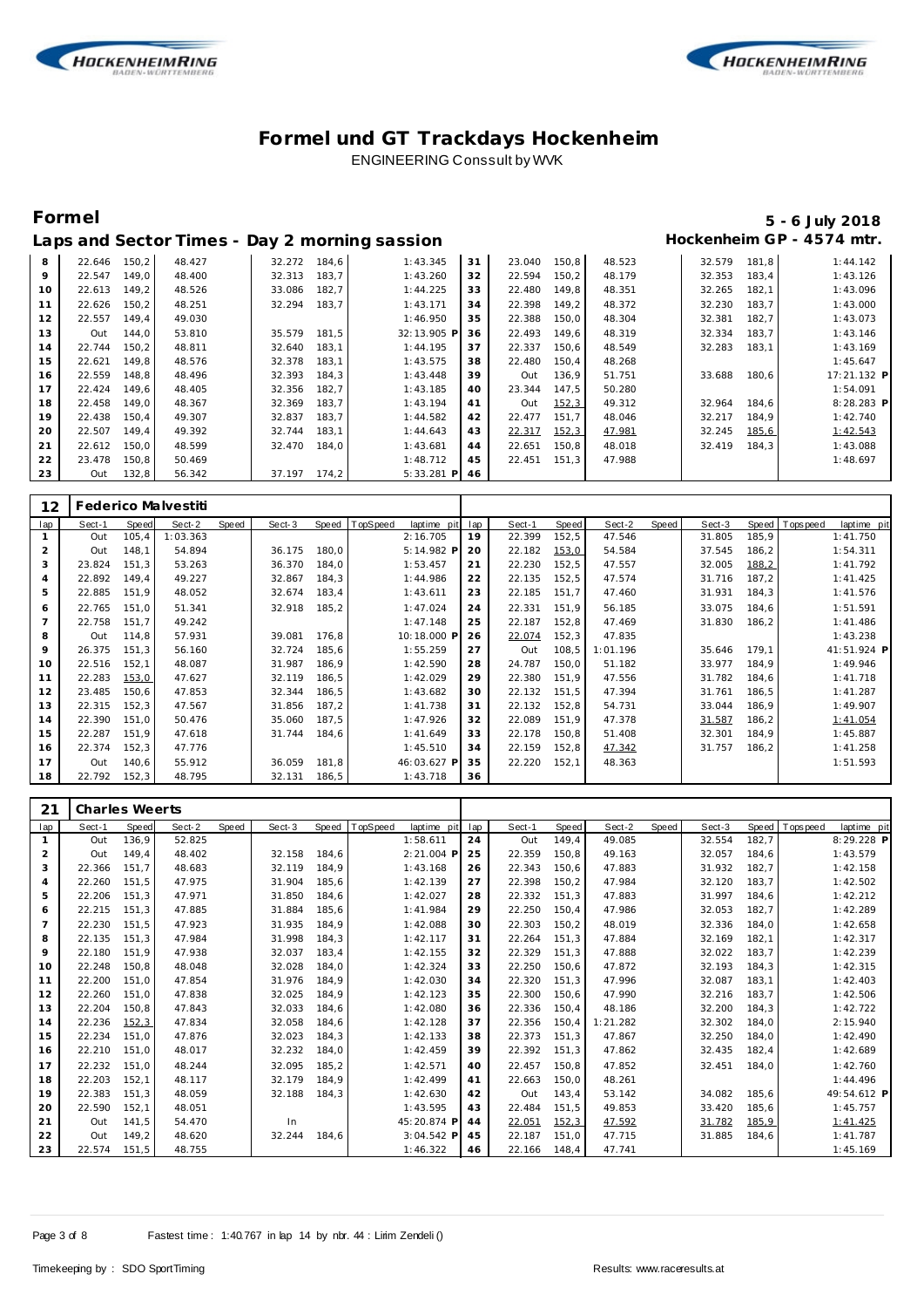# Formel und GT Trackdays Hockenheim

ENGINEERING Conssult by WVK

## Formel

**Laps and Sector Times - Day 2 morning sassion**

**5 - 6 July 2018**
**Hockenheim GP - 4574 mtr.**

| lap | Sect-1 | Speed | Sect-2 | Speed | Sect-3 | Speed | TopSpeed | laptime pit | lap | Sect-1 | Speed | Sect-2 | Speed | Sect-3 | Speed | Topspeed | laptime pit |
|---|---|---|---|---|---|---|---|---|---|---|---|---|---|---|---|---|---|
| 8 | 22.646 | 150,2 | 48.427 | | 32.272 | 184,6 | | 1:43.345 | 31 | 23.040 | 150,8 | 48.523 | | 32.579 | 181,8 | | 1:44.142 |
| 9 | 22.547 | 149,0 | 48.400 | | 32.313 | 183,7 | | 1:43.260 | 32 | 22.594 | 150,2 | 48.179 | | 32.353 | 183,4 | | 1:43.126 |
| 10 | 22.613 | 149,2 | 48.526 | | 33.086 | 182,7 | | 1:44.225 | 33 | 22.480 | 149,8 | 48.351 | | 32.265 | 182,1 | | 1:43.096 |
| 11 | 22.626 | 150,2 | 48.251 | | 32.294 | 183,7 | | 1:43.171 | 34 | 22.398 | 149,2 | 48.372 | | 32.230 | 183,7 | | 1:43.000 |
| 12 | 22.557 | 149,4 | 49.030 | | | | | 1:46.950 | 35 | 22.388 | 150,0 | 48.304 | | 32.381 | 182,7 | | 1:43.073 |
| 13 | Out | 144,0 | 53.810 | | 35.579 | 181,5 | | 32:13.905 P | 36 | 22.493 | 149,6 | 48.319 | | 32.334 | 183,7 | | 1:43.146 |
| 14 | 22.744 | 150,2 | 48.811 | | 32.640 | 183,1 | | 1:44.195 | 37 | 22.337 | 150,6 | 48.549 | | 32.283 | 183,1 | | 1:43.169 |
| 15 | 22.621 | 149,8 | 48.576 | | 32.378 | 183,1 | | 1:43.575 | 38 | 22.480 | 150,4 | 48.268 | | | | | 1:45.647 |
| 16 | 22.559 | 148,8 | 48.496 | | 32.393 | 184,3 | | 1:43.448 | 39 | Out | 136,9 | 51.751 | | 33.688 | 180,6 | | 17:21.132 P |
| 17 | 22.424 | 149,6 | 48.405 | | 32.356 | 182,7 | | 1:43.185 | 40 | 23.344 | 147,5 | 50.280 | | | | | 1:54.091 |
| 18 | 22.458 | 149,0 | 48.367 | | 32.369 | 183,7 | | 1:43.194 | 41 | Out | 152,3 | 49.312 | | 32.964 | 184,6 | | 8:28.283 P |
| 19 | 22.438 | 150,4 | 49.307 | | 32.837 | 183,7 | | 1:44.582 | 42 | 22.477 | 151,7 | 48.046 | | 32.217 | 184,9 | | 1:42.740 |
| 20 | 22.507 | 149,4 | 49.392 | | 32.744 | 183,1 | | 1:44.643 | 43 | 22.317 | 152,3 | 47.981 | | 32.245 | 185,6 | | 1:42.543 |
| 21 | 22.612 | 150,0 | 48.599 | | 32.470 | 184,0 | | 1:43.681 | 44 | 22.651 | 150,8 | 48.018 | | 32.419 | 184,3 | | 1:43.088 |
| 22 | 23.478 | 150,8 | 50.469 | | | | | 1:48.712 | 45 | 22.451 | 151,3 | 47.988 | | | | | 1:48.697 |
| 23 | Out | 132,8 | 56.342 | | 37.197 | 174,2 | | 5:33.281 P | 46 | | | | | | | | |

### 12 Federico Malvestiti

| lap | Sect-1 | Speed | Sect-2 | Speed | Sect-3 | Speed | TopSpeed | laptime pit | lap | Sect-1 | Speed | Sect-2 | Speed | Sect-3 | Speed | Topspeed | laptime pit |
|---|---|---|---|---|---|---|---|---|---|---|---|---|---|---|---|---|---|
| 1 | Out | 105,4 | 1:03.363 | | | | | 2:16.705 | 19 | 22.399 | 152,5 | 47.546 | | 31.805 | 185,9 | | 1:41.750 |
| 2 | Out | 148,1 | 54.894 | | 36.175 | 180,0 | | 5:14.982 P | 20 | 22.182 | 153,0 | 54.584 | | 37.545 | 186,2 | | 1:54.311 |
| 3 | 23.824 | 151,3 | 53.263 | | 36.370 | 184,0 | | 1:53.457 | 21 | 22.230 | 152,5 | 47.557 | | 32.005 | 188,2 | | 1:41.792 |
| 4 | 22.892 | 149,4 | 49.227 | | 32.867 | 184,3 | | 1:44.986 | 22 | 22.135 | 152,5 | 47.574 | | 31.716 | 187,2 | | 1:41.425 |
| 5 | 22.885 | 151,9 | 48.052 | | 32.674 | 183,4 | | 1:43.611 | 23 | 22.185 | 151,7 | 47.460 | | 31.931 | 184,3 | | 1:41.576 |
| 6 | 22.765 | 151,0 | 51.341 | | 32.918 | 185,2 | | 1:47.024 | 24 | 22.331 | 151,9 | 56.185 | | 33.075 | 184,6 | | 1:51.591 |
| 7 | 22.758 | 151,7 | 49.242 | | | | | 1:47.148 | 25 | 22.187 | 152,8 | 47.469 | | 31.830 | 186,2 | | 1:41.486 |
| 8 | Out | 114,8 | 57.931 | | 39.081 | 176,8 | | 10:18.000 P | 26 | 22.074 | 152,3 | 47.835 | | | | | 1:43.238 |
| 9 | 26.375 | 151,3 | 56.160 | | 32.724 | 185,6 | | 1:55.259 | 27 | Out | 108,5 | 1:01.196 | | 35.646 | 179,1 | | 41:51.924 P |
| 10 | 22.516 | 152,1 | 48.087 | | 31.987 | 186,9 | | 1:42.590 | 28 | 24.787 | 150,0 | 51.182 | | 33.977 | 184,9 | | 1:49.946 |
| 11 | 22.283 | 153,0 | 47.627 | | 32.119 | 186,5 | | 1:42.029 | 29 | 22.380 | 151,9 | 47.556 | | 31.782 | 184,6 | | 1:41.718 |
| 12 | 23.485 | 150,6 | 47.853 | | 32.344 | 186,5 | | 1:43.682 | 30 | 22.132 | 151,5 | 47.394 | | 31.761 | 186,5 | | 1:41.287 |
| 13 | 22.315 | 152,3 | 47.567 | | 31.856 | 187,2 | | 1:41.738 | 31 | 22.132 | 152,8 | 54.731 | | 33.044 | 186,9 | | 1:49.907 |
| 14 | 22.390 | 151,0 | 50.476 | | 35.060 | 187,5 | | 1:47.926 | 32 | 22.089 | 151,9 | 47.378 | | 31.587 | 186,2 | | 1:41.054 |
| 15 | 22.287 | 151,9 | 47.618 | | 31.744 | 184,6 | | 1:41.649 | 33 | 22.178 | 150,8 | 51.408 | | 32.301 | 184,9 | | 1:45.887 |
| 16 | 22.374 | 152,3 | 47.776 | | | | | 1:45.510 | 34 | 22.159 | 152,8 | 47.342 | | 31.757 | 186,2 | | 1:41.258 |
| 17 | Out | 140,6 | 55.912 | | 36.059 | 181,8 | | 46:03.627 P | 35 | 22.220 | 152,1 | 48.363 | | | | | 1:51.593 |
| 18 | 22.792 | 152,3 | 48.795 | | 32.131 | 186,5 | | 1:43.718 | 36 | | | | | | | | |

### 21 Charles Weerts

| lap | Sect-1 | Speed | Sect-2 | Speed | Sect-3 | Speed | TopSpeed | laptime pit | lap | Sect-1 | Speed | Sect-2 | Speed | Sect-3 | Speed | Topspeed | laptime pit |
|---|---|---|---|---|---|---|---|---|---|---|---|---|---|---|---|---|---|
| 1 | Out | 136,9 | 52.825 | | | | | 1:58.611 | 24 | Out | 149,4 | 49.085 | | 32.554 | 182,7 | | 8:29.228 P |
| 2 | Out | 149,4 | 48.402 | | 32.158 | 184,6 | | 2:21.004 P | 25 | 22.359 | 150,8 | 49.163 | | 32.057 | 184,6 | | 1:43.579 |
| 3 | 22.366 | 151,7 | 48.683 | | 32.119 | 184,9 | | 1:43.168 | 26 | 22.343 | 150,6 | 47.883 | | 31.932 | 182,7 | | 1:42.158 |
| 4 | 22.260 | 151,5 | 47.975 | | 31.904 | 185,6 | | 1:42.139 | 27 | 22.398 | 150,2 | 47.984 | | 32.120 | 183,7 | | 1:42.502 |
| 5 | 22.206 | 151,3 | 47.971 | | 31.850 | 184,6 | | 1:42.027 | 28 | 22.332 | 151,3 | 47.883 | | 31.997 | 184,6 | | 1:42.212 |
| 6 | 22.215 | 151,3 | 47.885 | | 31.884 | 185,6 | | 1:41.984 | 29 | 22.250 | 150,4 | 47.986 | | 32.053 | 182,7 | | 1:42.289 |
| 7 | 22.230 | 151,5 | 47.923 | | 31.935 | 184,9 | | 1:42.088 | 30 | 22.303 | 150,2 | 48.019 | | 32.336 | 184,0 | | 1:42.658 |
| 8 | 22.135 | 151,3 | 47.984 | | 31.998 | 184,3 | | 1:42.117 | 31 | 22.264 | 151,3 | 47.884 | | 32.169 | 182,1 | | 1:42.317 |
| 9 | 22.180 | 151,9 | 47.938 | | 32.037 | 183,4 | | 1:42.155 | 32 | 22.329 | 151,3 | 47.888 | | 32.022 | 183,7 | | 1:42.239 |
| 10 | 22.248 | 150,8 | 48.048 | | 32.028 | 184,0 | | 1:42.324 | 33 | 22.250 | 150,6 | 47.872 | | 32.193 | 184,3 | | 1:42.315 |
| 11 | 22.200 | 151,0 | 47.854 | | 31.976 | 184,9 | | 1:42.030 | 34 | 22.320 | 151,3 | 47.996 | | 32.087 | 183,1 | | 1:42.403 |
| 12 | 22.260 | 151,0 | 47.838 | | 32.025 | 184,9 | | 1:42.123 | 35 | 22.300 | 150,6 | 47.990 | | 32.216 | 183,7 | | 1:42.506 |
| 13 | 22.204 | 150,8 | 47.843 | | 32.033 | 184,6 | | 1:42.080 | 36 | 22.336 | 150,4 | 48.186 | | 32.200 | 184,3 | | 1:42.722 |
| 14 | 22.236 | 152,3 | 47.834 | | 32.058 | 184,6 | | 1:42.128 | 37 | 22.356 | 150,4 | 1:21.282 | | 32.302 | 184,0 | | 2:15.940 |
| 15 | 22.234 | 151,0 | 47.876 | | 32.023 | 184,3 | | 1:42.133 | 38 | 22.373 | 151,3 | 47.867 | | 32.250 | 184,0 | | 1:42.490 |
| 16 | 22.210 | 151,0 | 48.017 | | 32.232 | 184,0 | | 1:42.459 | 39 | 22.392 | 151,3 | 47.862 | | 32.435 | 182,4 | | 1:42.689 |
| 17 | 22.232 | 151,0 | 48.244 | | 32.095 | 185,2 | | 1:42.571 | 40 | 22.457 | 150,8 | 47.852 | | 32.451 | 184,0 | | 1:42.760 |
| 18 | 22.203 | 152,1 | 48.117 | | 32.179 | 184,9 | | 1:42.499 | 41 | 22.663 | 150,0 | 48.261 | | | | | 1:44.496 |
| 19 | 22.383 | 151,3 | 48.059 | | 32.188 | 184,3 | | 1:42.630 | 42 | Out | 143,4 | 53.142 | | 34.082 | 185,6 | | 49:54.612 P |
| 20 | 22.590 | 152,1 | 48.051 | | | | | 1:43.595 | 43 | 22.484 | 151,5 | 49.853 | | 33.420 | 185,6 | | 1:45.757 |
| 21 | Out | 141,5 | 54.470 | | In | | | 45:20.874 P | 44 | 22.051 | 152,3 | 47.592 | | 31.782 | 185,9 | | 1:41.425 |
| 22 | Out | 149,2 | 48.620 | | 32.244 | 184,6 | | 3:04.542 P | 45 | 22.187 | 151,0 | 47.715 | | 31.885 | 184,6 | | 1:41.787 |
| 23 | 22.574 | 151,5 | 48.755 | | | | | 1:46.322 | 46 | 22.166 | 148,4 | 47.741 | | | | | 1:45.169 |

Fastest time : 1:40.767 in lap 14 by nbr. 44 : Lirim Zendeli ()

Timekeeping by : SDO SportTiming

Results: www.raceresults.at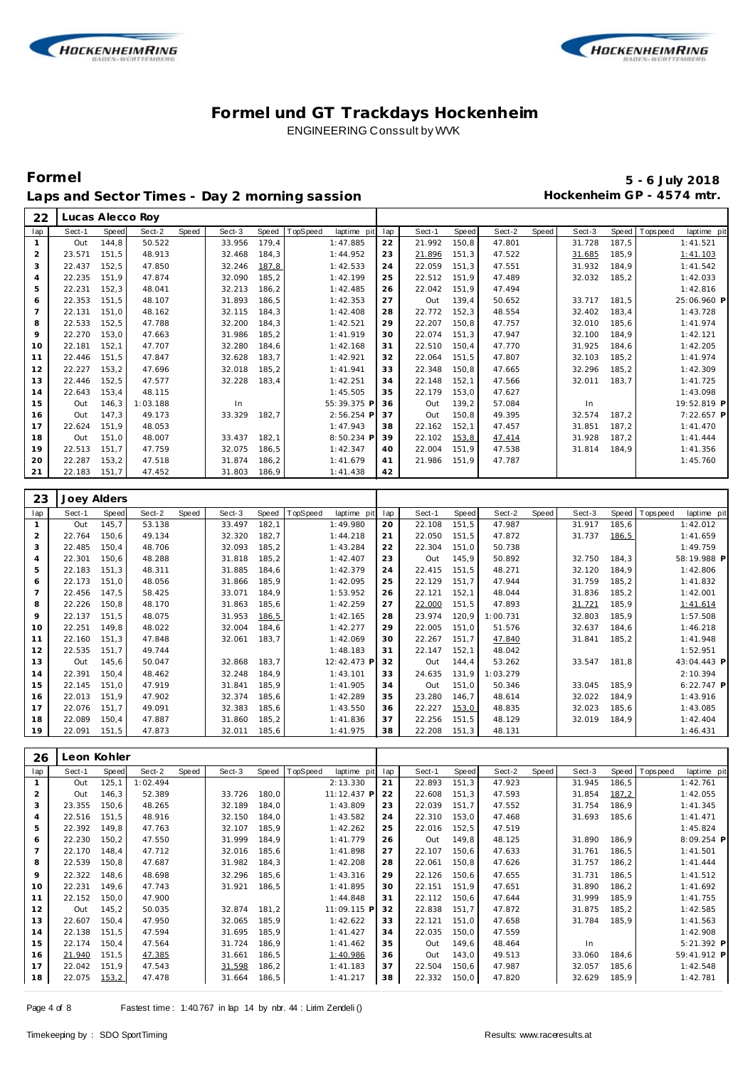# Formel und GT Trackdays Hockenheim

ENGINEERING Conssult by WVK

## Formel

**Laps and Sector Times - Day 2 morning sassion**

**5 - 6 July 2018**
**Hockenheim GP - 4574 mtr.**

### 22 Lucas Alecco Roy

| lap | Sect-1 | Speed | Sect-2 | Speed | Sect-3 | Speed | TopSpeed | laptime pit | lap | Sect-1 | Speed | Sect-2 | Speed | Sect-3 | Speed | Topspeed | laptime pit |
|---|---|---|---|---|---|---|---|---|---|---|---|---|---|---|---|---|---|
| 1 | Out | 144,8 | 50.522 | | 33.956 | 179,4 | | 1:47.885 | 22 | 21.992 | 150,8 | 47.801 | | 31.728 | 187,5 | | 1:41.521 |
| 2 | 23.571 | 151,5 | 48.913 | | 32.468 | 184,3 | | 1:44.952 | 23 | 21.896 | 151,3 | 47.522 | | 31.685 | 185,9 | | 1:41.103 |
| 3 | 22.437 | 152,5 | 47.850 | | 32.246 | 187,8 | | 1:42.533 | 24 | 22.059 | 151,3 | 47.551 | | 31.932 | 184,9 | | 1:41.542 |
| 4 | 22.235 | 151,9 | 47.874 | | 32.090 | 185,2 | | 1:42.199 | 25 | 22.512 | 151,9 | 47.489 | | 32.032 | 185,2 | | 1:42.033 |
| 5 | 22.231 | 152,3 | 48.041 | | 32.213 | 186,2 | | 1:42.485 | 26 | 22.042 | 151,9 | 47.494 | | | | | 1:42.816 |
| 6 | 22.353 | 151,5 | 48.107 | | 31.893 | 186,5 | | 1:42.353 | 27 | Out | 139,4 | 50.652 | | 33.717 | 181,5 | | 25:06.960 P |
| 7 | 22.131 | 151,0 | 48.162 | | 32.115 | 184,3 | | 1:42.408 | 28 | 22.772 | 152,3 | 48.554 | | 32.402 | 183,4 | | 1:43.728 |
| 8 | 22.533 | 152,5 | 47.788 | | 32.200 | 184,3 | | 1:42.521 | 29 | 22.207 | 150,8 | 47.757 | | 32.010 | 185,6 | | 1:41.974 |
| 9 | 22.270 | 153,0 | 47.663 | | 31.986 | 185,2 | | 1:41.919 | 30 | 22.074 | 151,3 | 47.947 | | 32.100 | 184,9 | | 1:42.121 |
| 10 | 22.181 | 152,1 | 47.707 | | 32.280 | 184,6 | | 1:42.168 | 31 | 22.510 | 150,4 | 47.770 | | 31.925 | 184,6 | | 1:42.205 |
| 11 | 22.446 | 151,5 | 47.847 | | 32.628 | 183,7 | | 1:42.921 | 32 | 22.064 | 151,5 | 47.807 | | 32.103 | 185,2 | | 1:41.974 |
| 12 | 22.227 | 153,2 | 47.696 | | 32.018 | 185,2 | | 1:41.941 | 33 | 22.348 | 150,8 | 47.665 | | 32.296 | 185,2 | | 1:42.309 |
| 13 | 22.446 | 152,5 | 47.577 | | 32.228 | 183,4 | | 1:42.251 | 34 | 22.148 | 152,1 | 47.566 | | 32.011 | 183,7 | | 1:41.725 |
| 14 | 22.643 | 153,4 | 48.115 | | | | | 1:45.505 | 35 | 22.179 | 153,0 | 47.627 | | | | | 1:43.098 |
| 15 | Out | 146,3 | 1:03.188 | | In | | | 55:39.375 P | 36 | Out | 139,2 | 57.084 | | In | | | 19:52.819 P |
| 16 | Out | 147,3 | 49.173 | | 33.329 | 182,7 | | 2:56.254 P | 37 | Out | 150,8 | 49.395 | | 32.574 | 187,2 | | 7:22.657 P |
| 17 | 22.624 | 151,9 | 48.053 | | | | | 1:47.943 | 38 | 22.162 | 152,1 | 47.457 | | 31.851 | 187,2 | | 1:41.470 |
| 18 | Out | 151,0 | 48.007 | | 33.437 | 182,1 | | 8:50.234 P | 39 | 22.102 | 153,8 | 47.414 | | 31.928 | 187,2 | | 1:41.444 |
| 19 | 22.513 | 151,7 | 47.759 | | 32.075 | 186,5 | | 1:42.347 | 40 | 22.004 | 151,9 | 47.538 | | 31.814 | 184,9 | | 1:41.356 |
| 20 | 22.287 | 153,2 | 47.518 | | 31.874 | 186,2 | | 1:41.679 | 41 | 21.986 | 151,9 | 47.787 | | | | | 1:45.760 |
| 21 | 22.183 | 151,7 | 47.452 | | 31.803 | 186,9 | | 1:41.438 | 42 | | | | | | | | |

### 23 Joey Alders

| lap | Sect-1 | Speed | Sect-2 | Speed | Sect-3 | Speed | TopSpeed | laptime pit | lap | Sect-1 | Speed | Sect-2 | Speed | Sect-3 | Speed | Topspeed | laptime pit |
|---|---|---|---|---|---|---|---|---|---|---|---|---|---|---|---|---|---|
| 1 | Out | 145,7 | 53.138 | | 33.497 | 182,1 | | 1:49.980 | 20 | 22.108 | 151,5 | 47.987 | | 31.917 | 185,6 | | 1:42.012 |
| 2 | 22.764 | 150,6 | 49.134 | | 32.320 | 182,7 | | 1:44.218 | 21 | 22.050 | 151,5 | 47.872 | | 31.737 | 186,5 | | 1:41.659 |
| 3 | 22.485 | 150,4 | 48.706 | | 32.093 | 185,2 | | 1:43.284 | 22 | 22.304 | 151,0 | 50.738 | | | | | 1:49.759 |
| 4 | 22.301 | 150,6 | 48.288 | | 31.818 | 185,2 | | 1:42.407 | 23 | Out | 145,9 | 50.892 | | 32.750 | 184,3 | | 58:19.988 P |
| 5 | 22.183 | 151,3 | 48.311 | | 31.885 | 184,6 | | 1:42.379 | 24 | 22.415 | 151,5 | 48.271 | | 32.120 | 184,9 | | 1:42.806 |
| 6 | 22.173 | 151,0 | 48.056 | | 31.866 | 185,9 | | 1:42.095 | 25 | 22.129 | 151,7 | 47.944 | | 31.759 | 185,2 | | 1:41.832 |
| 7 | 22.456 | 147,5 | 58.425 | | 33.071 | 184,9 | | 1:53.952 | 26 | 22.121 | 152,1 | 48.044 | | 31.836 | 185,2 | | 1:42.001 |
| 8 | 22.226 | 150,8 | 48.170 | | 31.863 | 185,6 | | 1:42.259 | 27 | 22.000 | 151,5 | 47.893 | | 31.721 | 185,9 | | 1:41.614 |
| 9 | 22.137 | 151,5 | 48.075 | | 31.953 | 186,5 | | 1:42.165 | 28 | 23.974 | 120,9 | 1:00.731 | | 32.803 | 185,9 | | 1:57.508 |
| 10 | 22.251 | 149,8 | 48.022 | | 32.004 | 184,6 | | 1:42.277 | 29 | 22.005 | 151,0 | 51.576 | | 32.637 | 184,6 | | 1:46.218 |
| 11 | 22.160 | 151,3 | 47.848 | | 32.061 | 183,7 | | 1:42.069 | 30 | 22.267 | 151,7 | 47.840 | | 31.841 | 185,2 | | 1:41.948 |
| 12 | 22.535 | 151,7 | 49.744 | | | | | 1:48.183 | 31 | 22.147 | 152,1 | 48.042 | | | | | 1:52.951 |
| 13 | Out | 145,6 | 50.047 | | 32.868 | 183,7 | | 12:42.473 P | 32 | Out | 144,4 | 53.262 | | 33.547 | 181,8 | | 43:04.443 P |
| 14 | 22.391 | 150,4 | 48.462 | | 32.248 | 184,9 | | 1:43.101 | 33 | 24.635 | 131,9 | 1:03.279 | | | | | 2:10.394 |
| 15 | 22.145 | 151,0 | 47.919 | | 31.841 | 185,9 | | 1:41.905 | 34 | Out | 151,0 | 50.346 | | 33.045 | 185,9 | | 6:22.747 P |
| 16 | 22.013 | 151,9 | 47.902 | | 32.374 | 185,6 | | 1:42.289 | 35 | 23.280 | 146,7 | 48.614 | | 32.022 | 184,9 | | 1:43.916 |
| 17 | 22.076 | 151,7 | 49.091 | | 32.383 | 185,6 | | 1:43.550 | 36 | 22.227 | 153,0 | 48.835 | | 32.023 | 185,6 | | 1:43.085 |
| 18 | 22.089 | 150,4 | 47.887 | | 31.860 | 185,2 | | 1:41.836 | 37 | 22.256 | 151,5 | 48.129 | | 32.019 | 184,9 | | 1:42.404 |
| 19 | 22.091 | 151,5 | 47.873 | | 32.011 | 185,6 | | 1:41.975 | 38 | 22.208 | 151,3 | 48.131 | | | | | 1:46.431 |

### 26 Leon Kohler

| lap | Sect-1 | Speed | Sect-2 | Speed | Sect-3 | Speed | TopSpeed | laptime pit | lap | Sect-1 | Speed | Sect-2 | Speed | Sect-3 | Speed | Topspeed | laptime pit |
|---|---|---|---|---|---|---|---|---|---|---|---|---|---|---|---|---|---|
| 1 | Out | 125,1 | 1:02.494 | | | | | 2:13.330 | 21 | 22.893 | 151,3 | 47.923 | | 31.945 | 186,5 | | 1:42.761 |
| 2 | Out | 146,3 | 52.389 | | 33.726 | 180,0 | | 11:12.437 P | 22 | 22.608 | 151,3 | 47.593 | | 31.854 | 187,2 | | 1:42.055 |
| 3 | 23.355 | 150,6 | 48.265 | | 32.189 | 184,0 | | 1:43.809 | 23 | 22.039 | 151,7 | 47.552 | | 31.754 | 186,9 | | 1:41.345 |
| 4 | 22.516 | 151,5 | 48.916 | | 32.150 | 184,0 | | 1:43.582 | 24 | 22.310 | 153,0 | 47.468 | | 31.693 | 185,6 | | 1:41.471 |
| 5 | 22.392 | 149,8 | 47.763 | | 32.107 | 185,9 | | 1:42.262 | 25 | 22.016 | 152,5 | 47.519 | | | | | 1:45.824 |
| 6 | 22.230 | 150,2 | 47.550 | | 31.999 | 184,9 | | 1:41.779 | 26 | Out | 149,8 | 48.125 | | 31.890 | 186,9 | | 8:09.254 P |
| 7 | 22.170 | 148,4 | 47.712 | | 32.016 | 185,6 | | 1:41.898 | 27 | 22.107 | 150,6 | 47.633 | | 31.761 | 186,5 | | 1:41.501 |
| 8 | 22.539 | 150,8 | 47.687 | | 31.982 | 184,3 | | 1:42.208 | 28 | 22.061 | 150,8 | 47.626 | | 31.757 | 186,2 | | 1:41.444 |
| 9 | 22.322 | 148,6 | 48.698 | | 32.296 | 185,6 | | 1:43.316 | 29 | 22.126 | 150,6 | 47.655 | | 31.731 | 186,5 | | 1:41.512 |
| 10 | 22.231 | 149,6 | 47.743 | | 31.921 | 186,5 | | 1:41.895 | 30 | 22.151 | 151,9 | 47.651 | | 31.890 | 186,2 | | 1:41.692 |
| 11 | 22.152 | 150,0 | 47.900 | | | | | 1:44.848 | 31 | 22.112 | 150,6 | 47.644 | | 31.999 | 185,9 | | 1:41.755 |
| 12 | Out | 145,2 | 50.035 | | 32.874 | 181,2 | | 11:09.115 P | 32 | 22.838 | 151,7 | 47.872 | | 31.875 | 185,2 | | 1:42.585 |
| 13 | 22.607 | 150,4 | 47.950 | | 32.065 | 185,9 | | 1:42.622 | 33 | 22.121 | 151,0 | 47.658 | | 31.784 | 185,9 | | 1:41.563 |
| 14 | 22.138 | 151,5 | 47.594 | | 31.695 | 185,9 | | 1:41.427 | 34 | 22.035 | 150,0 | 47.559 | | | | | 1:42.908 |
| 15 | 22.174 | 150,4 | 47.564 | | 31.724 | 186,9 | | 1:41.462 | 35 | Out | 149,6 | 48.464 | | In | | | 5:21.392 P |
| 16 | 21.940 | 151,5 | 47.385 | | 31.661 | 186,5 | | 1:40.986 | 36 | Out | 143,0 | 49.513 | | 33.060 | 184,6 | | 59:41.912 P |
| 17 | 22.042 | 151,9 | 47.543 | | 31.598 | 186,2 | | 1:41.183 | 37 | 22.504 | 150,6 | 47.987 | | 32.057 | 185,6 | | 1:42.548 |
| 18 | 22.075 | 153,2 | 47.478 | | 31.664 | 186,5 | | 1:41.217 | 38 | 22.332 | 150,0 | 47.820 | | 32.629 | 185,9 | | 1:42.781 |

Fastest time : 1:40.767 in lap 14 by nbr. 44 : Lirim Zendeli ()

Timekeeping by : SDO SportTiming

Results: www.raceresults.at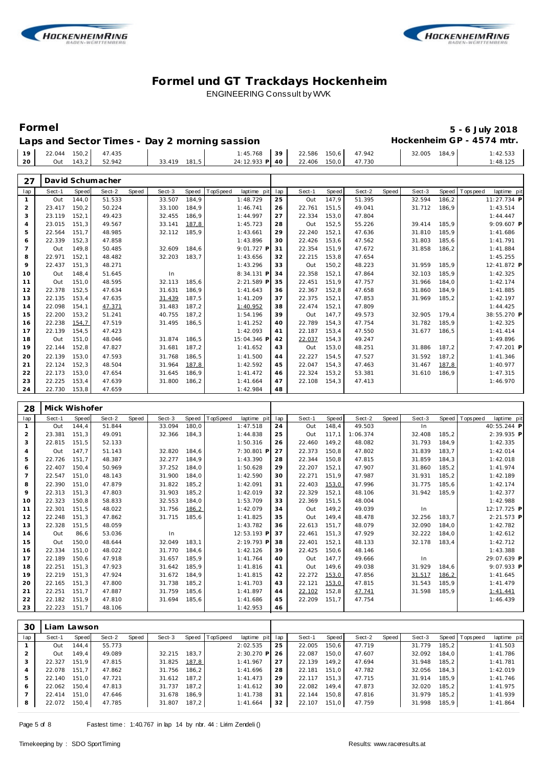# Formel und GT Trackdays Hockenheim

ENGINEERING Conssult by WVK

## Formel

**5 - 6 July 2018**

**Laps and Sector Times - Day 2 morning sassion**

**Hockenheim GP - 4574 mtr.**

| lap | Sect-1 | Speed | Sect-2 | Speed | Sect-3 | Speed | TopSpeed | laptime pit | lap | Sect-1 | Speed | Sect-2 | Speed | Sect-3 | Speed | Topspeed | laptime pit |
|---|---|---|---|---|---|---|---|---|---|---|---|---|---|---|---|---|---|
| 19 | 22.044 | 150,2 | 47.435 | | | | | 1:45.768 | 39 | 22.586 | 150,6 | 47.942 | | 32.005 | 184,9 | | 1:42.533 |
| 20 | Out | 143,2 | 52.942 | | 33.419 | 181,5 | | 24:12.933 P | 40 | 22.406 | 150,0 | 47.730 | | | | | 1:48.125 |

### 27 David Schumacher

| lap | Sect-1 | Speed | Sect-2 | Speed | Sect-3 | Speed | TopSpeed | laptime pit | lap | Sect-1 | Speed | Sect-2 | Speed | Sect-3 | Speed | Topspeed | laptime pit |
|---|---|---|---|---|---|---|---|---|---|---|---|---|---|---|---|---|---|
| 1 | Out | 144,0 | 51.533 | | 33.507 | 184,9 | | 1:48.729 | 25 | Out | 147,9 | 51.395 | | 32.594 | 186,2 | | 11:27.734 P |
| 2 | 23.417 | 150,2 | 50.224 | | 33.100 | 184,9 | | 1:46.741 | 26 | 22.761 | 151,5 | 49.041 | | 31.712 | 186,9 | | 1:43.514 |
| 3 | 23.119 | 152,1 | 49.423 | | 32.455 | 186,9 | | 1:44.997 | 27 | 22.334 | 153,0 | 47.804 | | | | | 1:44.447 |
| 4 | 23.015 | 151,3 | 49.567 | | 33.141 | 187,8 | | 1:45.723 | 28 | Out | 152,5 | 55.226 | | 39.414 | 185,9 | | 9:09.607 P |
| 5 | 22.564 | 151,7 | 48.985 | | 32.112 | 185,9 | | 1:43.661 | 29 | 22.240 | 152,1 | 47.636 | | 31.810 | 185,9 | | 1:41.686 |
| 6 | 22.339 | 152,3 | 47.858 | | | | | 1:43.896 | 30 | 22.426 | 153,6 | 47.562 | | 31.803 | 185,6 | | 1:41.791 |
| 7 | Out | 149,8 | 50.485 | | 32.609 | 184,6 | | 9:01.727 P | 31 | 22.354 | 151,9 | 47.672 | | 31.858 | 186,2 | | 1:41.884 |
| 8 | 22.971 | 152,1 | 48.482 | | 32.203 | 183,7 | | 1:43.656 | 32 | 22.215 | 153,8 | 47.654 | | | | | 1:45.255 |
| 9 | 22.437 | 151,3 | 48.271 | | | | | 1:43.296 | 33 | Out | 150,2 | 48.223 | | 31.959 | 185,9 | | 12:41.872 P |
| 10 | Out | 148,4 | 51.645 | | In | | | 8:34.131 P | 34 | 22.358 | 152,1 | 47.864 | | 32.103 | 185,9 | | 1:42.325 |
| 11 | Out | 151,0 | 48.595 | | 32.113 | 185,6 | | 2:21.589 P | 35 | 22.451 | 151,9 | 47.757 | | 31.966 | 184,0 | | 1:42.174 |
| 12 | 22.378 | 152,5 | 47.634 | | 31.631 | 186,9 | | 1:41.643 | 36 | 22.367 | 152,8 | 47.658 | | 31.860 | 184,9 | | 1:41.885 |
| 13 | 22.135 | 153,4 | 47.635 | | 31.439 | 187,5 | | 1:41.209 | 37 | 22.375 | 152,1 | 47.853 | | 31.969 | 185,2 | | 1:42.197 |
| 14 | 22.098 | 154,1 | 47.371 | | 31.483 | 187,2 | | 1:40.952 | 38 | 22.474 | 152,1 | 47.809 | | | | | 1:44.425 |
| 15 | 22.200 | 153,2 | 51.241 | | 40.755 | 187,2 | | 1:54.196 | 39 | Out | 147,7 | 49.573 | | 32.905 | 179,4 | | 38:55.270 P |
| 16 | 22.238 | 154,7 | 47.519 | | 31.495 | 186,5 | | 1:41.252 | 40 | 22.789 | 154,3 | 47.754 | | 31.782 | 185,9 | | 1:42.325 |
| 17 | 22.139 | 154,5 | 47.423 | | | | | 1:42.093 | 41 | 22.187 | 153,4 | 47.550 | | 31.677 | 186,5 | | 1:41.414 |
| 18 | Out | 151,0 | 48.046 | | 31.874 | 186,5 | | 15:04.346 P | 42 | 22.037 | 154,3 | 49.247 | | | | | 1:49.896 |
| 19 | 22.144 | 152,8 | 47.827 | | 31.681 | 187,2 | | 1:41.652 | 43 | Out | 153,0 | 48.251 | | 31.886 | 187,2 | | 7:47.201 P |
| 20 | 22.139 | 153,0 | 47.593 | | 31.768 | 186,5 | | 1:41.500 | 44 | 22.227 | 154,5 | 47.527 | | 31.592 | 187,2 | | 1:41.346 |
| 21 | 22.124 | 152,3 | 48.504 | | 31.964 | 187,8 | | 1:42.592 | 45 | 22.047 | 154,3 | 47.463 | | 31.467 | 187,8 | | 1:40.977 |
| 22 | 22.173 | 153,0 | 47.654 | | 31.645 | 186,9 | | 1:41.472 | 46 | 22.324 | 153,2 | 53.381 | | 31.610 | 186,9 | | 1:47.315 |
| 23 | 22.225 | 153,4 | 47.639 | | 31.800 | 186,2 | | 1:41.664 | 47 | 22.108 | 154,3 | 47.413 | | | | | 1:46.970 |
| 24 | 22.730 | 153,8 | 47.659 | | | | | 1:42.984 | 48 | | | | | | | | |

### 28 Mick Wishofer

| lap | Sect-1 | Speed | Sect-2 | Speed | Sect-3 | Speed | TopSpeed | laptime pit | lap | Sect-1 | Speed | Sect-2 | Speed | Sect-3 | Speed | Topspeed | laptime pit |
|---|---|---|---|---|---|---|---|---|---|---|---|---|---|---|---|---|---|
| 1 | Out | 144,4 | 51.844 | | 33.094 | 180,0 | | 1:47.518 | 24 | Out | 148,4 | 49.503 | | In | | | 40:55.244 P |
| 2 | 23.381 | 151,3 | 49.091 | | 32.366 | 184,3 | | 1:44.838 | 25 | Out | 117,1 | 1:06.374 | | 32.408 | 185,2 | | 2:39.935 P |
| 3 | 22.815 | 151,5 | 52.133 | | | | | 1:50.316 | 26 | 22.460 | 149,2 | 48.082 | | 31.793 | 184,9 | | 1:42.335 |
| 4 | Out | 147,7 | 51.143 | | 32.820 | 184,6 | | 7:30.801 P | 27 | 22.373 | 150,8 | 47.802 | | 31.839 | 183,7 | | 1:42.014 |
| 5 | 22.726 | 151,7 | 48.387 | | 32.277 | 184,9 | | 1:43.390 | 28 | 22.344 | 150,8 | 47.815 | | 31.859 | 184,3 | | 1:42.018 |
| 6 | 22.407 | 150,4 | 50.969 | | 37.252 | 184,0 | | 1:50.628 | 29 | 22.207 | 152,1 | 47.907 | | 31.860 | 185,2 | | 1:41.974 |
| 7 | 22.547 | 151,0 | 48.143 | | 31.900 | 184,0 | | 1:42.590 | 30 | 22.271 | 151,9 | 47.987 | | 31.931 | 185,2 | | 1:42.189 |
| 8 | 22.390 | 151,0 | 47.879 | | 31.822 | 185,2 | | 1:42.091 | 31 | 22.403 | 153,0 | 47.996 | | 31.775 | 185,6 | | 1:42.174 |
| 9 | 22.313 | 151,3 | 47.803 | | 31.903 | 185,2 | | 1:42.019 | 32 | 22.329 | 152,1 | 48.106 | | 31.942 | 185,9 | | 1:42.377 |
| 10 | 22.323 | 150,8 | 58.833 | | 32.553 | 184,0 | | 1:53.709 | 33 | 22.369 | 151,5 | 48.004 | | | | | 1:42.988 |
| 11 | 22.301 | 151,5 | 48.022 | | 31.756 | 186,2 | | 1:42.079 | 34 | Out | 149,2 | 49.039 | | In | | | 12:17.725 P |
| 12 | 22.248 | 151,3 | 47.862 | | 31.715 | 185,6 | | 1:41.825 | 35 | Out | 149,4 | 48.478 | | 32.256 | 183,7 | | 2:21.573 P |
| 13 | 22.328 | 151,5 | 48.059 | | | | | 1:43.782 | 36 | 22.613 | 151,7 | 48.079 | | 32.090 | 184,0 | | 1:42.782 |
| 14 | Out | 86,6 | 53.036 | | In | | | 12:53.193 P | 37 | 22.461 | 151,3 | 47.929 | | 32.222 | 184,0 | | 1:42.612 |
| 15 | Out | 150,0 | 48.644 | | 32.049 | 183,1 | | 2:19.793 P | 38 | 22.401 | 152,1 | 48.133 | | 32.178 | 183,4 | | 1:42.712 |
| 16 | 22.334 | 151,0 | 48.022 | | 31.770 | 184,6 | | 1:42.126 | 39 | 22.425 | 150,6 | 48.146 | | | | | 1:43.388 |
| 17 | 22.189 | 150,6 | 47.918 | | 31.657 | 185,9 | | 1:41.764 | 40 | Out | 147,7 | 49.666 | | In | | | 29:07.639 P |
| 18 | 22.251 | 151,3 | 47.923 | | 31.642 | 185,9 | | 1:41.816 | 41 | Out | 149,6 | 49.038 | | 31.929 | 184,6 | | 9:07.933 P |
| 19 | 22.219 | 151,3 | 47.924 | | 31.672 | 184,9 | | 1:41.815 | 42 | 22.272 | 153,0 | 47.856 | | 31.517 | 186,2 | | 1:41.645 |
| 20 | 22.165 | 151,3 | 47.800 | | 31.738 | 185,2 | | 1:41.703 | 43 | 22.121 | 153,0 | 47.815 | | 31.543 | 185,9 | | 1:41.479 |
| 21 | 22.251 | 151,7 | 47.887 | | 31.759 | 185,6 | | 1:41.897 | 44 | 22.102 | 152,8 | 47.741 | | 31.598 | 185,9 | | 1:41.441 |
| 22 | 22.182 | 151,9 | 47.810 | | 31.694 | 185,6 | | 1:41.686 | 45 | 22.209 | 151,7 | 47.754 | | | | | 1:46.439 |
| 23 | 22.223 | 151,7 | 48.106 | | | | | 1:42.953 | 46 | | | | | | | | |

### 30 Liam Lawson

| lap | Sect-1 | Speed | Sect-2 | Speed | Sect-3 | Speed | TopSpeed | laptime pit | lap | Sect-1 | Speed | Sect-2 | Speed | Sect-3 | Speed | Topspeed | laptime pit |
|---|---|---|---|---|---|---|---|---|---|---|---|---|---|---|---|---|---|
| 1 | Out | 144,4 | 55.773 | | | | | 2:02.535 | 25 | 22.005 | 150,6 | 47.719 | | 31.779 | 185,2 | | 1:41.503 |
| 2 | Out | 149,4 | 49.089 | | 32.215 | 183,7 | | 2:30.270 P | 26 | 22.087 | 150,0 | 47.607 | | 32.092 | 184,0 | | 1:41.786 |
| 3 | 22.327 | 151,9 | 47.815 | | 31.825 | 187,8 | | 1:41.967 | 27 | 22.139 | 149,2 | 47.694 | | 31.948 | 185,2 | | 1:41.781 |
| 4 | 22.078 | 151,7 | 47.862 | | 31.756 | 186,2 | | 1:41.696 | 28 | 22.181 | 151,0 | 47.782 | | 32.056 | 184,3 | | 1:42.019 |
| 5 | 22.140 | 151,0 | 47.721 | | 31.612 | 187,2 | | 1:41.473 | 29 | 22.117 | 151,3 | 47.715 | | 31.914 | 185,9 | | 1:41.746 |
| 6 | 22.062 | 150,4 | 47.813 | | 31.737 | 187,2 | | 1:41.612 | 30 | 22.082 | 149,4 | 47.873 | | 32.020 | 185,2 | | 1:41.975 |
| 7 | 22.414 | 151,0 | 47.646 | | 31.678 | 186,9 | | 1:41.738 | 31 | 22.144 | 150,8 | 47.816 | | 31.979 | 185,2 | | 1:41.939 |
| 8 | 22.072 | 150,4 | 47.785 | | 31.807 | 187,2 | | 1:41.664 | 32 | 22.107 | 151,0 | 47.759 | | 31.998 | 185,9 | | 1:41.864 |

Fastest time : 1:40.767 in lap 14 by nbr. 44 : Lirim Zendeli ()

Timekeeping by : SDO SportTiming

Results: www.raceresults.at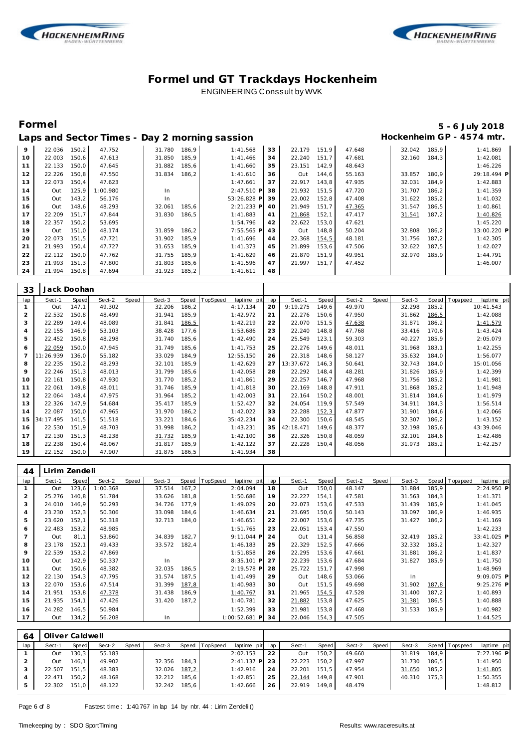# Formel und GT Trackdays Hockenheim

ENGINEERING Conssult by WVK

## Formel

**5 - 6 July 2018**

### Laps and Sector Times - Day 2 morning sassion

**Hockenheim GP - 4574 mtr.**

| lap | Sect-1 | Speed | Sect-2 | Speed | Sect-3 | Speed | TopSpeed | laptime pit | lap | Sect-1 | Speed | Sect-2 | Speed | Sect-3 | Speed | Topspeed | laptime pit |
|---|---|---|---|---|---|---|---|---|---|---|---|---|---|---|---|---|---|
| 9 | 22.036 | 150,2 | 47.752 | | 31.780 | 186,9 | | 1:41.568 | 33 | 22.179 | 151,9 | 47.648 | | 32.042 | 185,9 | | 1:41.869 |
| 10 | 22.003 | 150,6 | 47.613 | | 31.850 | 185,9 | | 1:41.466 | 34 | 22.240 | 151,7 | 47.681 | | 32.160 | 184,3 | | 1:42.081 |
| 11 | 22.133 | 150,0 | 47.645 | | 31.882 | 185,6 | | 1:41.660 | 35 | 23.151 | 142,9 | 48.643 | | | | | 1:46.226 |
| 12 | 22.226 | 150,8 | 47.550 | | 31.834 | 186,2 | | 1:41.610 | 36 | Out | 144,6 | 55.163 | | 33.857 | 180,9 | | 29:18.494 P |
| 13 | 22.073 | 150,4 | 47.623 | | | | | 1:47.661 | 37 | 22.917 | 143,8 | 47.935 | | 32.031 | 184,9 | | 1:42.883 |
| 14 | Out | 125,9 | 1:00.980 | | In | | | 2:47.510 P | 38 | 21.932 | 151,5 | 47.720 | | 31.707 | 186,2 | | 1:41.359 |
| 15 | Out | 143,2 | 56.176 | | In | | | 53:26.828 P | 39 | 22.002 | 152,8 | 47.408 | | 31.622 | 185,2 | | 1:41.032 |
| 16 | Out | 148,6 | 48.293 | | 32.061 | 185,6 | | 2:21.233 P | 40 | 21.949 | 151,7 | 47.365 | | 31.547 | 186,5 | | 1:40.861 |
| 17 | 22.209 | 151,7 | 47.844 | | 31.830 | 186,5 | | 1:41.883 | 41 | 21.868 | 152,1 | 47.417 | | 31.541 | 187,2 | | 1:40.826 |
| 18 | 22.357 | 150,2 | 53.695 | | | | | 1:54.796 | 42 | 22.622 | 153,0 | 47.621 | | | | | 1:45.220 |
| 19 | Out | 151,0 | 48.174 | | 31.859 | 186,2 | | 7:55.565 P | 43 | Out | 148,8 | 50.204 | | 32.808 | 186,2 | | 13:00.220 P |
| 20 | 22.073 | 151,5 | 47.721 | | 31.902 | 185,9 | | 1:41.696 | 44 | 22.368 | 154,5 | 48.181 | | 31.756 | 187,2 | | 1:42.305 |
| 21 | 21.993 | 150,4 | 47.727 | | 31.653 | 185,9 | | 1:41.373 | 45 | 21.899 | 153,6 | 47.506 | | 32.622 | 187,5 | | 1:42.027 |
| 22 | 22.112 | 150,0 | 47.762 | | 31.755 | 185,9 | | 1:41.629 | 46 | 21.870 | 151,9 | 49.951 | | 32.970 | 185,9 | | 1:44.791 |
| 23 | 21.993 | 151,3 | 47.800 | | 31.803 | 185,6 | | 1:41.596 | 47 | 21.997 | 151,7 | 47.452 | | | | | 1:46.007 |
| 24 | 21.994 | 150,8 | 47.694 | | 31.923 | 185,2 | | 1:41.611 | 48 | | | | | | | | |

### 33 Jack Doohan

| lap | Sect-1 | Speed | Sect-2 | Speed | Sect-3 | Speed | TopSpeed | laptime pit | lap | Sect-1 | Speed | Sect-2 | Speed | Sect-3 | Speed | Topspeed | laptime pit |
|---|---|---|---|---|---|---|---|---|---|---|---|---|---|---|---|---|---|
| 1 | Out | 147,1 | 49.302 | | 32.206 | 186,2 | | 4:17.134 | 20 | 9:19.275 | 149,6 | 49.970 | | 32.298 | 185,2 | | 10:41.543 |
| 2 | 22.532 | 150,8 | 48.499 | | 31.941 | 185,9 | | 1:42.972 | 21 | 22.276 | 150,6 | 47.950 | | 31.862 | 186,5 | | 1:42.088 |
| 3 | 22.289 | 149,4 | 48.089 | | 31.841 | 186,5 | | 1:42.219 | 22 | 22.070 | 151,5 | 47.638 | | 31.871 | 186,2 | | 1:41.579 |
| 4 | 22.155 | 146,9 | 53.103 | | 38.428 | 177,6 | | 1:53.686 | 23 | 22.240 | 148,8 | 47.768 | | 33.416 | 170,6 | | 1:43.424 |
| 5 | 22.452 | 150,8 | 48.298 | | 31.740 | 185,6 | | 1:42.490 | 24 | 25.549 | 123,1 | 59.303 | | 40.227 | 185,9 | | 2:05.079 |
| 6 | 22.059 | 150,0 | 47.945 | | 31.749 | 185,6 | | 1:41.753 | 25 | 22.276 | 149,6 | 48.011 | | 31.968 | 183,1 | | 1:42.255 |
| 7 | 11:26.939 | 136,0 | 55.182 | | 33.029 | 184,9 | | 12:55.150 | 26 | 22.318 | 148,6 | 58.127 | | 35.632 | 184,0 | | 1:56.077 |
| 8 | 22.235 | 150,2 | 48.293 | | 32.101 | 185,9 | | 1:42.629 | 27 | 13:37.672 | 146,3 | 50.641 | | 32.743 | 184,0 | | 15:01.056 |
| 9 | 22.246 | 151,3 | 48.013 | | 31.799 | 185,6 | | 1:42.058 | 28 | 22.292 | 148,4 | 48.281 | | 31.826 | 185,9 | | 1:42.399 |
| 10 | 22.161 | 150,8 | 47.930 | | 31.770 | 185,2 | | 1:41.861 | 29 | 22.257 | 146,7 | 47.968 | | 31.756 | 185,2 | | 1:41.981 |
| 11 | 22.061 | 149,8 | 48.011 | | 31.746 | 185,9 | | 1:41.818 | 30 | 22.169 | 148,8 | 47.911 | | 31.868 | 185,2 | | 1:41.948 |
| 12 | 22.064 | 148,4 | 47.975 | | 31.964 | 185,2 | | 1:42.003 | 31 | 22.164 | 150,2 | 48.001 | | 31.814 | 184,6 | | 1:41.979 |
| 13 | 22.326 | 147,9 | 54.684 | | 35.417 | 185,9 | | 1:52.427 | 32 | 24.054 | 119,9 | 57.549 | | 34.911 | 184,3 | | 1:56.514 |
| 14 | 22.087 | 150,0 | 47.965 | | 31.970 | 186,2 | | 1:42.022 | 33 | 22.288 | 152,3 | 47.877 | | 31.901 | 184,6 | | 1:42.066 |
| 15 | 34:17.495 | 141,5 | 51.518 | | 33.221 | 184,6 | | 35:42.234 | 34 | 22.300 | 150,6 | 48.545 | | 32.307 | 186,2 | | 1:43.152 |
| 16 | 22.530 | 151,9 | 48.703 | | 31.998 | 186,2 | | 1:43.231 | 35 | 42:18.471 | 149,6 | 48.377 | | 32.198 | 185,6 | | 43:39.046 |
| 17 | 22.130 | 151,3 | 48.238 | | 31.732 | 185,9 | | 1:42.100 | 36 | 22.326 | 150,8 | 48.059 | | 32.101 | 184,6 | | 1:42.486 |
| 18 | 22.238 | 150,4 | 48.067 | | 31.817 | 185,9 | | 1:42.122 | 37 | 22.228 | 150,4 | 48.056 | | 31.973 | 185,2 | | 1:42.257 |
| 19 | 22.152 | 150,0 | 47.907 | | 31.875 | 186,5 | | 1:41.934 | 38 | | | | | | | | |

### 44 Lirim Zendeli

| lap | Sect-1 | Speed | Sect-2 | Speed | Sect-3 | Speed | TopSpeed | laptime pit | lap | Sect-1 | Speed | Sect-2 | Speed | Sect-3 | Speed | Topspeed | laptime pit |
|---|---|---|---|---|---|---|---|---|---|---|---|---|---|---|---|---|---|
| 1 | Out | 123,6 | 1:00.368 | | 37.514 | 167,2 | | 2:04.094 | 18 | Out | 150,0 | 48.147 | | 31.884 | 185,9 | | 2:24.950 P |
| 2 | 25.276 | 140,8 | 51.784 | | 33.626 | 181,8 | | 1:50.686 | 19 | 22.227 | 154,1 | 47.581 | | 31.563 | 184,3 | | 1:41.371 |
| 3 | 24.010 | 146,9 | 50.293 | | 34.726 | 177,9 | | 1:49.029 | 20 | 22.073 | 153,6 | 47.533 | | 31.439 | 185,9 | | 1:41.045 |
| 4 | 23.230 | 152,3 | 50.306 | | 33.098 | 184,6 | | 1:46.634 | 21 | 23.695 | 150,6 | 50.143 | | 33.097 | 186,9 | | 1:46.935 |
| 5 | 23.620 | 152,1 | 50.318 | | 32.713 | 184,0 | | 1:46.651 | 22 | 22.007 | 153,6 | 47.735 | | 31.427 | 186,2 | | 1:41.169 |
| 6 | 22.483 | 153,2 | 48.985 | | | | | 1:51.765 | 23 | 22.051 | 153,4 | 47.550 | | | | | 1:42.233 |
| 7 | Out | 81,1 | 53.860 | | 34.839 | 182,7 | | 9:11.044 P | 24 | Out | 131,4 | 56.858 | | 32.419 | 185,2 | | 33:41.025 P |
| 8 | 23.178 | 152,1 | 49.433 | | 33.572 | 182,4 | | 1:46.183 | 25 | 22.329 | 152,5 | 47.666 | | 32.332 | 185,2 | | 1:42.327 |
| 9 | 22.539 | 153,2 | 47.869 | | | | | 1:51.858 | 26 | 22.295 | 153,6 | 47.661 | | 31.881 | 186,2 | | 1:41.837 |
| 10 | Out | 142,9 | 50.337 | | In | | | 8:35.101 P | 27 | 22.239 | 153,6 | 47.684 | | 31.827 | 185,9 | | 1:41.750 |
| 11 | Out | 150,6 | 48.382 | | 32.035 | 186,5 | | 2:19.578 P | 28 | 25.722 | 151,7 | 47.998 | | | | | 1:48.969 |
| 12 | 22.130 | 154,3 | 47.795 | | 31.574 | 187,5 | | 1:41.499 | 29 | Out | 148,6 | 53.066 | | In | | | 9:09.075 P |
| 13 | 22.070 | 153,6 | 47.514 | | 31.399 | 187,8 | | 1:40.983 | 30 | Out | 151,5 | 49.698 | | 31.902 | 187,8 | | 9:25.276 P |
| 14 | 21.951 | 153,8 | 47.378 | | 31.438 | 186,9 | | 1:40.767 | 31 | 21.965 | 154,5 | 47.528 | | 31.400 | 187,2 | | 1:40.893 |
| 15 | 21.935 | 154,1 | 47.426 | | 31.420 | 187,2 | | 1:40.781 | 32 | 21.882 | 153,8 | 47.625 | | 31.381 | 186,5 | | 1:40.888 |
| 16 | 24.282 | 146,5 | 50.984 | | | | | 1:52.399 | 33 | 21.981 | 153,8 | 47.468 | | 31.533 | 185,9 | | 1:40.982 |
| 17 | Out | 134,2 | 56.208 | | In | | | 1:00:52.681 P | 34 | 22.046 | 154,3 | 47.505 | | | | | 1:44.525 |

### 64 Oliver Caldwell

| lap | Sect-1 | Speed | Sect-2 | Speed | Sect-3 | Speed | TopSpeed | laptime pit | lap | Sect-1 | Speed | Sect-2 | Speed | Sect-3 | Speed | Topspeed | laptime pit |
|---|---|---|---|---|---|---|---|---|---|---|---|---|---|---|---|---|---|
| 1 | Out | 130,3 | 55.183 | | | | | 2:02.153 | 22 | Out | 150,2 | 49.660 | | 31.819 | 184,9 | | 7:27.196 P |
| 2 | Out | 146,1 | 49.902 | | 32.356 | 184,3 | | 2:41.137 P | 23 | 22.223 | 150,2 | 47.997 | | 31.730 | 186,5 | | 1:41.950 |
| 3 | 22.507 | 151,5 | 48.383 | | 32.026 | 187,2 | | 1:42.916 | 24 | 22.201 | 151,5 | 47.954 | | 31.650 | 185,2 | | 1:41.805 |
| 4 | 22.471 | 150,2 | 48.168 | | 32.212 | 185,6 | | 1:42.851 | 25 | 22.144 | 149,8 | 47.901 | | 40.310 | 175,3 | | 1:50.355 |
| 5 | 22.302 | 151,0 | 48.122 | | 32.242 | 185,6 | | 1:42.666 | 26 | 22.919 | 149,8 | 48.479 | | | | | 1:48.812 |

Fastest time : 1:40.767 in lap 14 by nbr. 44 : Lirim Zendeli ()

Timekeeping by : SDO SportTiming

Results: www.raceresults.at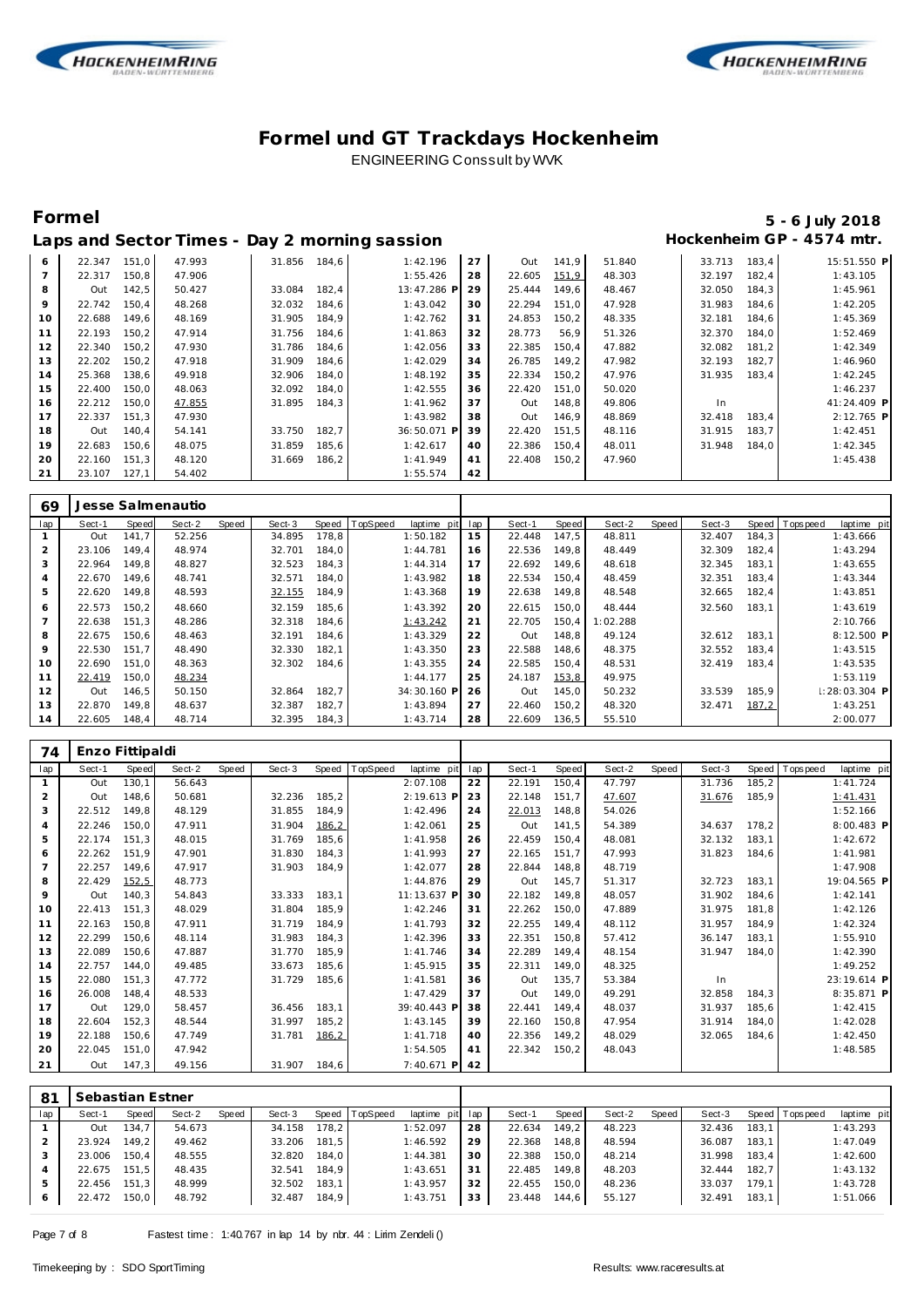# Formel und GT Trackdays Hockenheim

ENGINEERING Conssult by WVK

## Formel

**5 - 6 July 2018**

### Laps and Sector Times - Day 2 morning sassion

**Hockenheim GP - 4574 mtr.**

| lap | Sect-1 | Speed | Sect-2 | Speed | Sect-3 | Speed | TopSpeed | laptime pit | lap | Sect-1 | Speed | Sect-2 | Speed | Sect-3 | Speed | Topspeed | laptime pit |
|---|---|---|---|---|---|---|---|---|---|---|---|---|---|---|---|---|---|
| 6 | 22.347 | 151,0 | 47.993 | | 31.856 | 184,6 | | 1:42.196 | 27 | Out | 141,9 | 51.840 | | 33.713 | 183,4 | | 15:51.550 P |
| 7 | 22.317 | 150,8 | 47.906 | | | | | 1:55.426 | 28 | 22.605 | 151,9 | 48.303 | | 32.197 | 182,4 | | 1:43.105 |
| 8 | Out | 142,5 | 50.427 | | 33.084 | 182,4 | | 13:47.286 P | 29 | 25.444 | 149,6 | 48.467 | | 32.050 | 184,3 | | 1:45.961 |
| 9 | 22.742 | 150,4 | 48.268 | | 32.032 | 184,6 | | 1:43.042 | 30 | 22.294 | 151,0 | 47.928 | | 31.983 | 184,6 | | 1:42.205 |
| 10 | 22.688 | 149,6 | 48.169 | | 31.905 | 184,9 | | 1:42.762 | 31 | 24.853 | 150,2 | 48.335 | | 32.181 | 184,6 | | 1:45.369 |
| 11 | 22.193 | 150,2 | 47.914 | | 31.756 | 184,6 | | 1:41.863 | 32 | 28.773 | 56,9 | 51.326 | | 32.370 | 184,0 | | 1:52.469 |
| 12 | 22.340 | 150,2 | 47.930 | | 31.786 | 184,6 | | 1:42.056 | 33 | 22.385 | 150,4 | 47.882 | | 32.082 | 181,2 | | 1:42.349 |
| 13 | 22.202 | 150,2 | 47.918 | | 31.909 | 184,6 | | 1:42.029 | 34 | 26.785 | 149,2 | 47.982 | | 32.193 | 182,7 | | 1:46.960 |
| 14 | 25.368 | 138,6 | 49.918 | | 32.906 | 184,0 | | 1:48.192 | 35 | 22.334 | 150,2 | 47.976 | | 31.935 | 183,4 | | 1:42.245 |
| 15 | 22.400 | 150,0 | 48.063 | | 32.092 | 184,0 | | 1:42.555 | 36 | 22.420 | 151,0 | 50.020 | | | | | 1:46.237 |
| 16 | 22.212 | 150,0 | 47.855 | | 31.895 | 184,3 | | 1:41.962 | 37 | Out | 148,8 | 49.806 | | In | | | 41:24.409 P |
| 17 | 22.337 | 151,3 | 47.930 | | | | | 1:43.982 | 38 | Out | 146,9 | 48.869 | | 32.418 | 183,4 | | 2:12.765 P |
| 18 | Out | 140,4 | 54.141 | | 33.750 | 182,7 | | 36:50.071 P | 39 | 22.420 | 151,5 | 48.116 | | 31.915 | 183,7 | | 1:42.451 |
| 19 | 22.683 | 150,6 | 48.075 | | 31.859 | 185,6 | | 1:42.617 | 40 | 22.386 | 150,4 | 48.011 | | 31.948 | 184,0 | | 1:42.345 |
| 20 | 22.160 | 151,3 | 48.120 | | 31.669 | 186,2 | | 1:41.949 | 41 | 22.408 | 150,2 | 47.960 | | | | | 1:45.438 |
| 21 | 23.107 | 127,1 | 54.402 | | | | | 1:55.574 | 42 | | | | | | | | |

**69 Jesse Salmenautio**

| lap | Sect-1 | Speed | Sect-2 | Speed | Sect-3 | Speed | TopSpeed | laptime pit | lap | Sect-1 | Speed | Sect-2 | Speed | Sect-3 | Speed | Topspeed | laptime pit |
|---|---|---|---|---|---|---|---|---|---|---|---|---|---|---|---|---|---|
| 1 | Out | 141,7 | 52.256 | | 34.895 | 178,8 | | 1:50.182 | 15 | 22.448 | 147,5 | 48.811 | | 32.407 | 184,3 | | 1:43.666 |
| 2 | 23.106 | 149,4 | 48.974 | | 32.701 | 184,0 | | 1:44.781 | 16 | 22.536 | 149,8 | 48.449 | | 32.309 | 182,4 | | 1:43.294 |
| 3 | 22.964 | 149,8 | 48.827 | | 32.523 | 184,3 | | 1:44.314 | 17 | 22.692 | 149,6 | 48.618 | | 32.345 | 183,1 | | 1:43.655 |
| 4 | 22.670 | 149,6 | 48.741 | | 32.571 | 184,0 | | 1:43.982 | 18 | 22.534 | 150,4 | 48.459 | | 32.351 | 183,4 | | 1:43.344 |
| 5 | 22.620 | 149,8 | 48.593 | | 32.155 | 184,9 | | 1:43.368 | 19 | 22.638 | 149,8 | 48.548 | | 32.665 | 182,4 | | 1:43.851 |
| 6 | 22.573 | 150,2 | 48.660 | | 32.159 | 185,6 | | 1:43.392 | 20 | 22.615 | 150,0 | 48.444 | | 32.560 | 183,1 | | 1:43.619 |
| 7 | 22.638 | 151,3 | 48.286 | | 32.318 | 184,6 | | 1:43.242 | 21 | 22.705 | 150,4 | 1:02.288 | | | | | 2:10.766 |
| 8 | 22.675 | 150,6 | 48.463 | | 32.191 | 184,6 | | 1:43.329 | 22 | Out | 148,8 | 49.124 | | 32.612 | 183,1 | | 8:12.500 P |
| 9 | 22.530 | 151,7 | 48.490 | | 32.330 | 182,1 | | 1:43.350 | 23 | 22.588 | 148,6 | 48.375 | | 32.552 | 183,4 | | 1:43.515 |
| 10 | 22.690 | 151,0 | 48.363 | | 32.302 | 184,6 | | 1:43.355 | 24 | 22.585 | 150,4 | 48.531 | | 32.419 | 183,4 | | 1:43.535 |
| 11 | 22.419 | 150,0 | 48.234 | | | | | 1:44.177 | 25 | 24.187 | 153,8 | 49.975 | | | | | 1:53.119 |
| 12 | Out | 146,5 | 50.150 | | 32.864 | 182,7 | | 34:30.160 P | 26 | Out | 145,0 | 50.232 | | 33.539 | 185,9 | | 1:28:03.304 P |
| 13 | 22.870 | 149,8 | 48.637 | | 32.387 | 182,7 | | 1:43.894 | 27 | 22.460 | 150,2 | 48.320 | | 32.471 | 187,2 | | 1:43.251 |
| 14 | 22.605 | 148,4 | 48.714 | | 32.395 | 184,3 | | 1:43.714 | 28 | 22.609 | 136,5 | 55.510 | | | | | 2:00.077 |

**74 Enzo Fittipaldi**

| lap | Sect-1 | Speed | Sect-2 | Speed | Sect-3 | Speed | TopSpeed | laptime pit | lap | Sect-1 | Speed | Sect-2 | Speed | Sect-3 | Speed | Topspeed | laptime pit |
|---|---|---|---|---|---|---|---|---|---|---|---|---|---|---|---|---|---|
| 1 | Out | 130,1 | 56.643 | | | | | 2:07.108 | 22 | 22.191 | 150,4 | 47.797 | | 31.736 | 185,2 | | 1:41.724 |
| 2 | Out | 148,6 | 50.681 | | 32.236 | 185,2 | | 2:19.613 P | 23 | 22.148 | 151,7 | 47.607 | | 31.676 | 185,9 | | 1:41.431 |
| 3 | 22.512 | 149,8 | 48.129 | | 31.855 | 184,9 | | 1:42.496 | 24 | 22.013 | 148,8 | 54.026 | | | | | 1:52.166 |
| 4 | 22.246 | 150,0 | 47.911 | | 31.904 | 186,2 | | 1:42.061 | 25 | Out | 141,5 | 54.389 | | 34.637 | 178,2 | | 8:00.483 P |
| 5 | 22.174 | 151,3 | 48.015 | | 31.769 | 185,6 | | 1:41.958 | 26 | 22.459 | 150,4 | 48.081 | | 32.132 | 183,1 | | 1:42.672 |
| 6 | 22.262 | 151,9 | 47.901 | | 31.830 | 184,3 | | 1:41.993 | 27 | 22.165 | 151,7 | 47.993 | | 31.823 | 184,6 | | 1:41.981 |
| 7 | 22.257 | 149,6 | 47.917 | | 31.903 | 184,9 | | 1:42.077 | 28 | 22.844 | 148,8 | 48.719 | | | | | 1:47.908 |
| 8 | 22.429 | 152,5 | 48.773 | | | | | 1:44.876 | 29 | Out | 145,7 | 51.317 | | 32.723 | 183,1 | | 19:04.565 P |
| 9 | Out | 140,3 | 54.843 | | 33.333 | 183,1 | | 11:13.637 P | 30 | 22.182 | 149,8 | 48.057 | | 31.902 | 184,6 | | 1:42.141 |
| 10 | 22.413 | 151,3 | 48.029 | | 31.804 | 185,9 | | 1:42.246 | 31 | 22.262 | 150,0 | 47.889 | | 31.975 | 181,8 | | 1:42.126 |
| 11 | 22.163 | 150,8 | 47.911 | | 31.719 | 184,9 | | 1:41.793 | 32 | 22.255 | 149,4 | 48.112 | | 31.957 | 184,9 | | 1:42.324 |
| 12 | 22.299 | 150,6 | 48.114 | | 31.983 | 184,3 | | 1:42.396 | 33 | 22.351 | 150,8 | 57.412 | | 36.147 | 183,1 | | 1:55.910 |
| 13 | 22.089 | 150,6 | 47.887 | | 31.770 | 185,9 | | 1:41.746 | 34 | 22.289 | 149,4 | 48.154 | | 31.947 | 184,0 | | 1:42.390 |
| 14 | 22.757 | 144,0 | 49.485 | | 33.673 | 185,6 | | 1:45.915 | 35 | 22.311 | 149,0 | 48.325 | | | | | 1:49.252 |
| 15 | 22.080 | 151,3 | 47.772 | | 31.729 | 185,6 | | 1:41.581 | 36 | Out | 135,7 | 53.384 | | In | | | 23:19.614 P |
| 16 | 26.008 | 148,4 | 48.533 | | | | | 1:47.429 | 37 | Out | 149,0 | 49.291 | | 32.858 | 184,3 | | 8:35.871 P |
| 17 | Out | 129,0 | 58.457 | | 36.456 | 183,1 | | 39:40.443 P | 38 | 22.441 | 149,4 | 48.037 | | 31.937 | 185,6 | | 1:42.415 |
| 18 | 22.604 | 152,3 | 48.544 | | 31.997 | 185,2 | | 1:43.145 | 39 | 22.160 | 150,8 | 47.954 | | 31.914 | 184,0 | | 1:42.028 |
| 19 | 22.188 | 150,6 | 47.749 | | 31.781 | 186,2 | | 1:41.718 | 40 | 22.356 | 149,2 | 48.029 | | 32.065 | 184,6 | | 1:42.450 |
| 20 | 22.045 | 151,0 | 47.942 | | | | | 1:54.505 | 41 | 22.342 | 150,2 | 48.043 | | | | | 1:48.585 |
| 21 | Out | 147,3 | 49.156 | | 31.907 | 184,6 | | 7:40.671 P | 42 | | | | | | | | |

**81 Sebastian Estner**

| lap | Sect-1 | Speed | Sect-2 | Speed | Sect-3 | Speed | TopSpeed | laptime pit | lap | Sect-1 | Speed | Sect-2 | Speed | Sect-3 | Speed | Topspeed | laptime pit |
|---|---|---|---|---|---|---|---|---|---|---|---|---|---|---|---|---|---|
| 1 | Out | 134,7 | 54.673 | | 34.158 | 178,2 | | 1:52.097 | 28 | 22.634 | 149,2 | 48.223 | | 32.436 | 183,1 | | 1:43.293 |
| 2 | 23.924 | 149,2 | 49.462 | | 33.206 | 181,5 | | 1:46.592 | 29 | 22.368 | 148,8 | 48.594 | | 36.087 | 183,1 | | 1:47.049 |
| 3 | 23.006 | 150,4 | 48.555 | | 32.820 | 184,0 | | 1:44.381 | 30 | 22.388 | 150,0 | 48.214 | | 31.998 | 183,4 | | 1:42.600 |
| 4 | 22.675 | 151,5 | 48.435 | | 32.541 | 184,9 | | 1:43.651 | 31 | 22.485 | 149,8 | 48.203 | | 32.444 | 182,7 | | 1:43.132 |
| 5 | 22.456 | 151,3 | 48.999 | | 32.502 | 183,1 | | 1:43.957 | 32 | 22.455 | 150,0 | 48.236 | | 33.037 | 179,1 | | 1:43.728 |
| 6 | 22.472 | 150,0 | 48.792 | | 32.487 | 184,9 | | 1:43.751 | 33 | 23.448 | 144,6 | 55.127 | | 32.491 | 183,1 | | 1:51.066 |

Fastest time : 1:40.767 in lap 14 by nbr. 44 : Lirim Zendeli ()

Timekeeping by : SDO SportTiming — Results: www.raceresults.at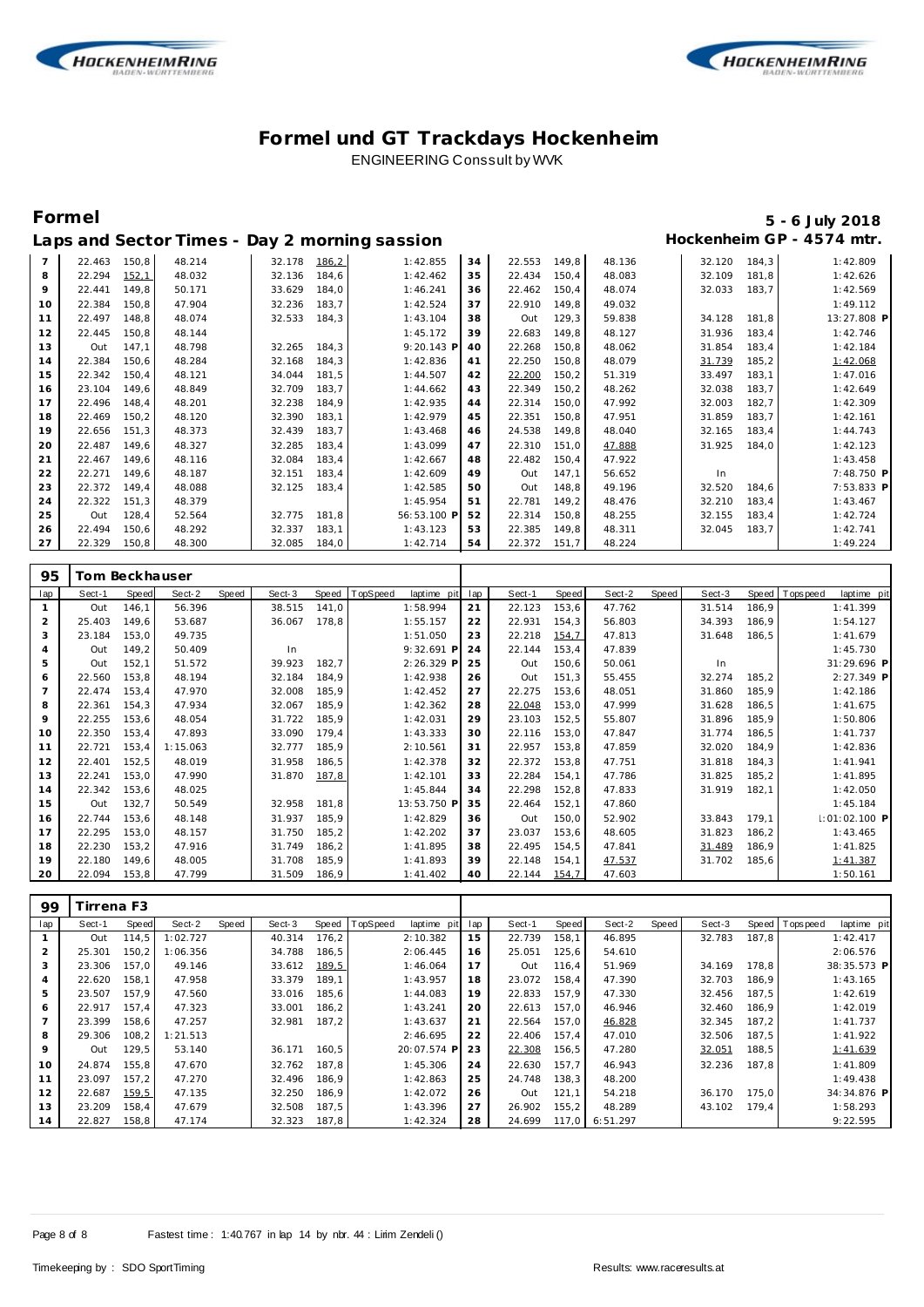# Formel und GT Trackdays Hockenheim

ENGINEERING Conssult by WVK

## Formel

**5 - 6 July 2018**

**Laps and Sector Times - Day 2 morning sassion**

**Hockenheim GP - 4574 mtr.**

| lap | Sect-1 | Speed | Sect-2 | Speed | Sect-3 | Speed | TopSpeed | laptime pit | lap | Sect-1 | Speed | Sect-2 | Speed | Sect-3 | Speed | Topspeed | laptime pit |
|---|---|---|---|---|---|---|---|---|---|---|---|---|---|---|---|---|---|
| 7 | 22.463 | 150,8 | 48.214 | | 32.178 | 186,2 | | 1:42.855 | 34 | 22.553 | 149,8 | 48.136 | | 32.120 | 184,3 | | 1:42.809 |
| 8 | 22.294 | 152,1 | 48.032 | | 32.136 | 184,6 | | 1:42.462 | 35 | 22.434 | 150,4 | 48.083 | | 32.109 | 181,8 | | 1:42.626 |
| 9 | 22.441 | 149,8 | 50.171 | | 33.629 | 184,0 | | 1:46.241 | 36 | 22.462 | 150,4 | 48.074 | | 32.033 | 183,7 | | 1:42.569 |
| 10 | 22.384 | 150,8 | 47.904 | | 32.236 | 183,7 | | 1:42.524 | 37 | 22.910 | 149,8 | 49.032 | | | | | 1:49.112 |
| 11 | 22.497 | 148,8 | 48.074 | | 32.533 | 184,3 | | 1:43.104 | 38 | Out | 129,3 | 59.838 | | 34.128 | 181,8 | | 13:27.808 P |
| 12 | 22.445 | 150,8 | 48.144 | | | | | 1:45.172 | 39 | 22.683 | 149,8 | 48.127 | | 31.936 | 183,4 | | 1:42.746 |
| 13 | Out | 147,1 | 48.798 | | 32.265 | 184,3 | | 9:20.143 P | 40 | 22.268 | 150,8 | 48.062 | | 31.854 | 183,4 | | 1:42.184 |
| 14 | 22.384 | 150,6 | 48.284 | | 32.168 | 184,3 | | 1:42.836 | 41 | 22.250 | 150,8 | 48.079 | | 31.739 | 185,2 | | 1:42.068 |
| 15 | 22.342 | 150,4 | 48.121 | | 34.044 | 181,5 | | 1:44.507 | 42 | 22.200 | 150,2 | 51.319 | | 33.497 | 183,1 | | 1:47.016 |
| 16 | 23.104 | 149,6 | 48.849 | | 32.709 | 183,7 | | 1:44.662 | 43 | 22.349 | 150,2 | 48.262 | | 32.038 | 183,7 | | 1:42.649 |
| 17 | 22.496 | 148,4 | 48.201 | | 32.238 | 184,9 | | 1:42.935 | 44 | 22.314 | 150,0 | 47.992 | | 32.003 | 182,7 | | 1:42.309 |
| 18 | 22.469 | 150,2 | 48.120 | | 32.390 | 183,1 | | 1:42.979 | 45 | 22.351 | 150,8 | 47.951 | | 31.859 | 183,7 | | 1:42.161 |
| 19 | 22.656 | 151,3 | 48.373 | | 32.439 | 183,7 | | 1:43.468 | 46 | 24.538 | 149,8 | 48.040 | | 32.165 | 183,4 | | 1:44.743 |
| 20 | 22.487 | 149,6 | 48.327 | | 32.285 | 183,4 | | 1:43.099 | 47 | 22.310 | 151,0 | 47.888 | | 31.925 | 184,0 | | 1:42.123 |
| 21 | 22.467 | 149,6 | 48.116 | | 32.084 | 183,4 | | 1:42.667 | 48 | 22.482 | 150,4 | 47.922 | | | | | 1:43.458 |
| 22 | 22.271 | 149,6 | 48.187 | | 32.151 | 183,4 | | 1:42.609 | 49 | Out | 147,1 | 56.652 | | In | | | 7:48.750 P |
| 23 | 22.372 | 149,4 | 48.088 | | 32.125 | 183,4 | | 1:42.585 | 50 | Out | 148,8 | 49.196 | | 32.520 | 184,6 | | 7:53.833 P |
| 24 | 22.322 | 151,3 | 48.379 | | | | | 1:45.954 | 51 | 22.781 | 149,2 | 48.476 | | 32.210 | 183,4 | | 1:43.467 |
| 25 | Out | 128,4 | 52.564 | | 32.775 | 181,8 | | 56:53.100 P | 52 | 22.314 | 150,8 | 48.255 | | 32.155 | 183,4 | | 1:42.724 |
| 26 | 22.494 | 150,6 | 48.292 | | 32.337 | 183,1 | | 1:43.123 | 53 | 22.385 | 149,8 | 48.311 | | 32.045 | 183,7 | | 1:42.741 |
| 27 | 22.329 | 150,8 | 48.300 | | 32.085 | 184,0 | | 1:42.714 | 54 | 22.372 | 151,7 | 48.224 | | | | | 1:49.224 |

### 95 Tom Beckhauser

| lap | Sect-1 | Speed | Sect-2 | Speed | Sect-3 | Speed | TopSpeed | laptime pit | lap | Sect-1 | Speed | Sect-2 | Speed | Sect-3 | Speed | Topspeed | laptime pit |
|---|---|---|---|---|---|---|---|---|---|---|---|---|---|---|---|---|---|
| 1 | Out | 146,1 | 56.396 | | 38.515 | 141,0 | | 1:58.994 | 21 | 22.123 | 153,6 | 47.762 | | 31.514 | 186,9 | | 1:41.399 |
| 2 | 25.403 | 149,6 | 53.687 | | 36.067 | 178,8 | | 1:55.157 | 22 | 22.931 | 154,3 | 56.803 | | 34.393 | 186,9 | | 1:54.127 |
| 3 | 23.184 | 153,0 | 49.735 | | | | | 1:51.050 | 23 | 22.218 | 154,7 | 47.813 | | 31.648 | 186,5 | | 1:41.679 |
| 4 | Out | 149,2 | 50.409 | | In | | | 9:32.691 P | 24 | 22.144 | 153,4 | 47.839 | | | | | 1:45.730 |
| 5 | Out | 152,1 | 51.572 | | 39.923 | 182,7 | | 2:26.329 P | 25 | Out | 150,6 | 50.061 | | In | | | 31:29.696 P |
| 6 | 22.560 | 153,8 | 48.194 | | 32.184 | 184,9 | | 1:42.938 | 26 | Out | 151,3 | 55.455 | | 32.274 | 185,2 | | 2:27.349 P |
| 7 | 22.474 | 153,4 | 47.970 | | 32.008 | 185,9 | | 1:42.452 | 27 | 22.275 | 153,6 | 48.051 | | 31.860 | 185,9 | | 1:42.186 |
| 8 | 22.361 | 154,3 | 47.934 | | 32.067 | 185,9 | | 1:42.362 | 28 | 22.048 | 153,0 | 47.999 | | 31.628 | 186,5 | | 1:41.675 |
| 9 | 22.255 | 153,6 | 48.054 | | 31.722 | 185,9 | | 1:42.031 | 29 | 23.103 | 152,5 | 55.807 | | 31.896 | 185,9 | | 1:50.806 |
| 10 | 22.350 | 153,4 | 47.893 | | 33.090 | 179,4 | | 1:43.333 | 30 | 22.116 | 153,0 | 47.847 | | 31.774 | 186,5 | | 1:41.737 |
| 11 | 22.721 | 153,4 | 1:15.063 | | 32.777 | 185,9 | | 2:10.561 | 31 | 22.957 | 153,8 | 47.859 | | 32.020 | 184,9 | | 1:42.836 |
| 12 | 22.401 | 152,5 | 48.019 | | 31.958 | 186,5 | | 1:42.378 | 32 | 22.372 | 153,8 | 47.751 | | 31.818 | 184,3 | | 1:41.941 |
| 13 | 22.241 | 153,0 | 47.990 | | 31.870 | 187,8 | | 1:42.101 | 33 | 22.284 | 154,1 | 47.786 | | 31.825 | 185,2 | | 1:41.895 |
| 14 | 22.342 | 153,6 | 48.025 | | | | | 1:45.844 | 34 | 22.298 | 152,8 | 47.833 | | 31.919 | 182,1 | | 1:42.050 |
| 15 | Out | 132,7 | 50.549 | | 32.958 | 181,8 | | 13:53.750 P | 35 | 22.464 | 152,1 | 47.860 | | | | | 1:45.184 |
| 16 | 22.744 | 153,6 | 48.148 | | 31.937 | 185,9 | | 1:42.829 | 36 | Out | 150,0 | 52.902 | | 33.843 | 179,1 | | 1:01:02.100 P |
| 17 | 22.295 | 153,0 | 48.157 | | 31.750 | 185,2 | | 1:42.202 | 37 | 23.037 | 153,6 | 48.605 | | 31.823 | 186,2 | | 1:43.465 |
| 18 | 22.230 | 153,2 | 47.916 | | 31.749 | 186,2 | | 1:41.895 | 38 | 22.495 | 154,5 | 47.841 | | 31.489 | 186,9 | | 1:41.825 |
| 19 | 22.180 | 149,6 | 48.005 | | 31.708 | 185,9 | | 1:41.893 | 39 | 22.148 | 154,1 | 47.537 | | 31.702 | 185,6 | | 1:41.387 |
| 20 | 22.094 | 153,8 | 47.799 | | 31.509 | 186,9 | | 1:41.402 | 40 | 22.144 | 154,7 | 47.603 | | | | | 1:50.161 |

### 99 Tirrena F3

| lap | Sect-1 | Speed | Sect-2 | Speed | Sect-3 | Speed | TopSpeed | laptime pit | lap | Sect-1 | Speed | Sect-2 | Speed | Sect-3 | Speed | Topspeed | laptime pit |
|---|---|---|---|---|---|---|---|---|---|---|---|---|---|---|---|---|---|
| 1 | Out | 114,5 | 1:02.727 | | 40.314 | 176,2 | | 2:10.382 | 15 | 22.739 | 158,1 | 46.895 | | 32.783 | 187,8 | | 1:42.417 |
| 2 | 25.301 | 150,2 | 1:06.356 | | 34.788 | 186,5 | | 2:06.445 | 16 | 25.051 | 125,6 | 54.610 | | | | | 2:06.576 |
| 3 | 23.306 | 157,0 | 49.146 | | 33.612 | 189,5 | | 1:46.064 | 17 | Out | 116,4 | 51.969 | | 34.169 | 178,8 | | 38:35.573 P |
| 4 | 22.620 | 158,1 | 47.958 | | 33.379 | 189,1 | | 1:43.957 | 18 | 23.072 | 158,4 | 47.390 | | 32.703 | 186,9 | | 1:43.165 |
| 5 | 23.507 | 157,9 | 47.560 | | 33.016 | 185,6 | | 1:44.083 | 19 | 22.833 | 157,9 | 47.330 | | 32.456 | 187,5 | | 1:42.619 |
| 6 | 22.917 | 157,4 | 47.323 | | 33.001 | 186,2 | | 1:43.241 | 20 | 22.613 | 157,0 | 46.946 | | 32.460 | 186,9 | | 1:42.019 |
| 7 | 23.399 | 158,6 | 47.257 | | 32.981 | 187,2 | | 1:43.637 | 21 | 22.564 | 157,0 | 46.828 | | 32.345 | 187,2 | | 1:41.737 |
| 8 | 29.306 | 108,2 | 1:21.513 | | | | | 2:46.695 | 22 | 22.406 | 157,4 | 47.010 | | 32.506 | 187,5 | | 1:41.922 |
| 9 | Out | 129,5 | 53.140 | | 36.171 | 160,5 | | 20:07.574 P | 23 | 22.308 | 156,5 | 47.280 | | 32.051 | 188,5 | | 1:41.639 |
| 10 | 24.874 | 155,8 | 47.670 | | 32.762 | 187,8 | | 1:45.306 | 24 | 22.630 | 157,7 | 46.943 | | 32.236 | 187,8 | | 1:41.809 |
| 11 | 23.097 | 157,2 | 47.270 | | 32.496 | 186,9 | | 1:42.863 | 25 | 24.748 | 138,3 | 48.200 | | | | | 1:49.438 |
| 12 | 22.687 | 159,5 | 47.135 | | 32.250 | 186,9 | | 1:42.072 | 26 | Out | 121,1 | 54.218 | | 36.170 | 175,0 | | 34:34.876 P |
| 13 | 23.209 | 158,4 | 47.679 | | 32.508 | 187,5 | | 1:43.396 | 27 | 26.902 | 155,2 | 48.289 | | 43.102 | 179,4 | | 1:58.293 |
| 14 | 22.827 | 158,8 | 47.174 | | 32.323 | 187,8 | | 1:42.324 | 28 | 24.699 | 117,0 | 6:51.297 | | | | | 9:22.595 |

Fastest time : 1:40.767 in lap 14 by nbr. 44 : Lirim Zendeli ()

Timekeeping by : SDO SportTiming

Results: www.raceresults.at